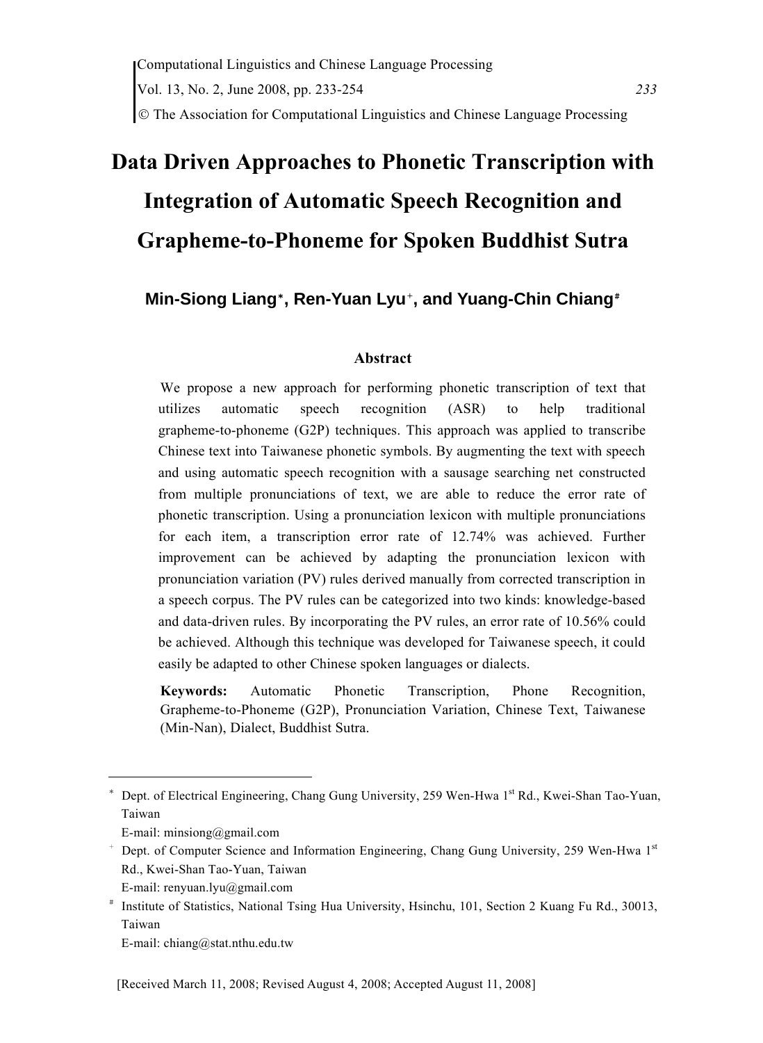# Data Driven Approaches to Phonetic Transcription with Integration of Automatic Speech Recognition and Grapheme-to-Phoneme for Spoken Buddhist Sutra

**Min-Siong Liang***, **Ren-Yuan Lyu**+, **and Yuang-Chin Chiang**#

## Abstract

We propose a new approach for performing phonetic transcription of text that utilizes automatic speech recognition (ASR) to help traditional grapheme-to-phoneme (G2P) techniques. This approach was applied to transcribe Chinese text into Taiwanese phonetic symbols. By augmenting the text with speech and using automatic speech recognition with a sausage searching net constructed from multiple pronunciations of text, we are able to reduce the error rate of phonetic transcription. Using a pronunciation lexicon with multiple pronunciations for each item, a transcription error rate of 12.74% was achieved. Further improvement can be achieved by adapting the pronunciation lexicon with pronunciation variation (PV) rules derived manually from corrected transcription in a speech corpus. The PV rules can be categorized into two kinds: knowledge-based and data-driven rules. By incorporating the PV rules, an error rate of 10.56% could be achieved. Although this technique was developed for Taiwanese speech, it could easily be adapted to other Chinese spoken languages or dialects.

**Keywords:** Automatic Phonetic Transcription, Phone Recognition, Grapheme-to-Phoneme (G2P), Pronunciation Variation, Chinese Text, Taiwanese (Min-Nan), Dialect, Buddhist Sutra.

---

* Dept. of Electrical Engineering, Chang Gung University, 259 Wen-Hwa 1st Rd., Kwei-Shan Tao-Yuan, Taiwan
E-mail: minsiong@gmail.com

+ Dept. of Computer Science and Information Engineering, Chang Gung University, 259 Wen-Hwa 1st Rd., Kwei-Shan Tao-Yuan, Taiwan
E-mail: renyuan.lyu@gmail.com

# Institute of Statistics, National Tsing Hua University, Hsinchu, 101, Section 2 Kuang Fu Rd., 30013, Taiwan
E-mail: chiang@stat.nthu.edu.tw

[Received March 11, 2008; Revised August 4, 2008; Accepted August 11, 2008]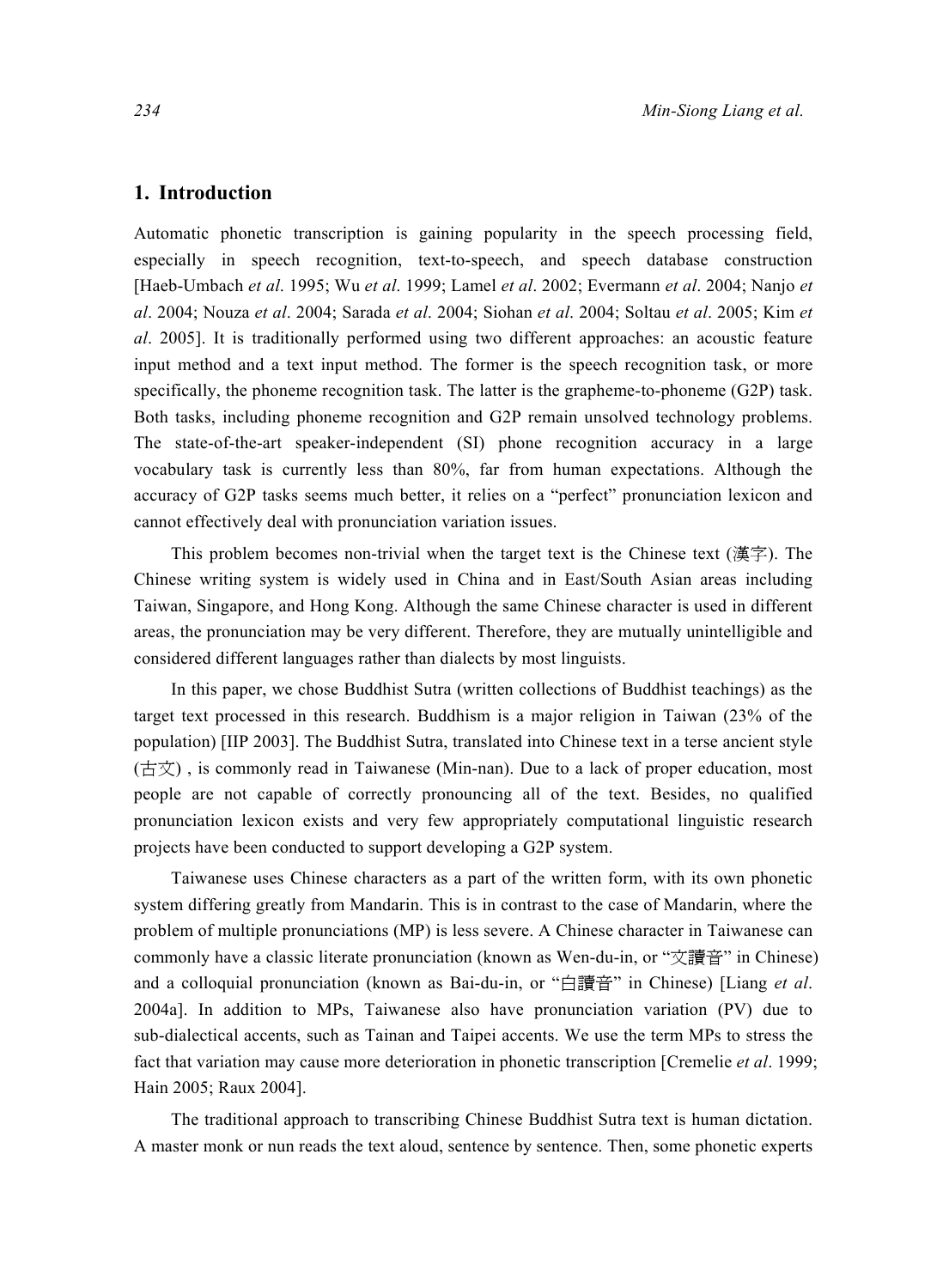## 1. Introduction

Automatic phonetic transcription is gaining popularity in the speech processing field, especially in speech recognition, text-to-speech, and speech database construction [Haeb-Umbach *et al*. 1995; Wu *et al*. 1999; Lamel *et al*. 2002; Evermann *et al*. 2004; Nanjo *et al*. 2004; Nouza *et al*. 2004; Sarada *et al*. 2004; Siohan *et al*. 2004; Soltau *et al*. 2005; Kim *et al*. 2005]. It is traditionally performed using two different approaches: an acoustic feature input method and a text input method. The former is the speech recognition task, or more specifically, the phoneme recognition task. The latter is the grapheme-to-phoneme (G2P) task. Both tasks, including phoneme recognition and G2P remain unsolved technology problems. The state-of-the-art speaker-independent (SI) phone recognition accuracy in a large vocabulary task is currently less than 80%, far from human expectations. Although the accuracy of G2P tasks seems much better, it relies on a "perfect" pronunciation lexicon and cannot effectively deal with pronunciation variation issues.

This problem becomes non-trivial when the target text is the Chinese text (漢字). The Chinese writing system is widely used in China and in East/South Asian areas including Taiwan, Singapore, and Hong Kong. Although the same Chinese character is used in different areas, the pronunciation may be very different. Therefore, they are mutually unintelligible and considered different languages rather than dialects by most linguists.

In this paper, we chose Buddhist Sutra (written collections of Buddhist teachings) as the target text processed in this research. Buddhism is a major religion in Taiwan (23% of the population) [IIP 2003]. The Buddhist Sutra, translated into Chinese text in a terse ancient style (古文) , is commonly read in Taiwanese (Min-nan). Due to a lack of proper education, most people are not capable of correctly pronouncing all of the text. Besides, no qualified pronunciation lexicon exists and very few appropriately computational linguistic research projects have been conducted to support developing a G2P system.

Taiwanese uses Chinese characters as a part of the written form, with its own phonetic system differing greatly from Mandarin. This is in contrast to the case of Mandarin, where the problem of multiple pronunciations (MP) is less severe. A Chinese character in Taiwanese can commonly have a classic literate pronunciation (known as Wen-du-in, or "文讀音" in Chinese) and a colloquial pronunciation (known as Bai-du-in, or "白讀音" in Chinese) [Liang *et al*. 2004a]. In addition to MPs, Taiwanese also have pronunciation variation (PV) due to sub-dialectical accents, such as Tainan and Taipei accents. We use the term MPs to stress the fact that variation may cause more deterioration in phonetic transcription [Cremelie *et al*. 1999; Hain 2005; Raux 2004].

The traditional approach to transcribing Chinese Buddhist Sutra text is human dictation. A master monk or nun reads the text aloud, sentence by sentence. Then, some phonetic experts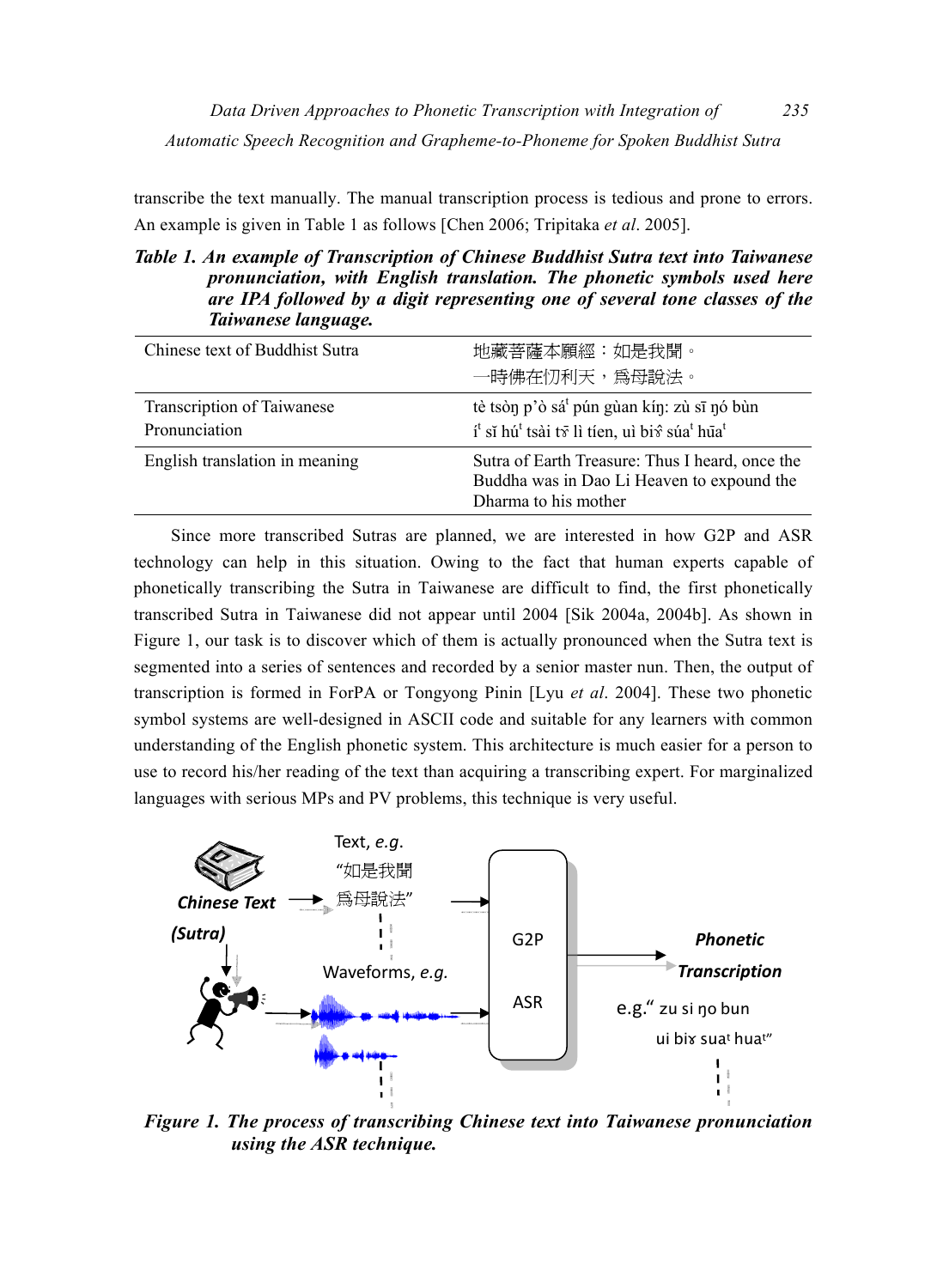transcribe the text manually. The manual transcription process is tedious and prone to errors. An example is given in Table 1 as follows [Chen 2006; Tripitaka *et al*. 2005].

***Table 1. An example of Transcription of Chinese Buddhist Sutra text into Taiwanese pronunciation, with English translation. The phonetic symbols used here are IPA followed by a digit representing one of several tone classes of the Taiwanese language.***

| | |
|---|---|
| Chinese text of Buddhist Sutra | 地藏菩薩本願經：如是我聞。<br>一時佛在忉利天，爲母說法。 |
| Transcription of Taiwanese Pronunciation | tè tsòŋ p'ò sá[t] pún gùan kíŋ: zù sī ŋó bùn<br>í[t] sī hú[t] tsài tɤ̄ lì tíen, uì biɤ̄ súa[t] hūa[t] |
| English translation in meaning | Sutra of Earth Treasure: Thus I heard, once the Buddha was in Dao Li Heaven to expound the Dharma to his mother |

Since more transcribed Sutras are planned, we are interested in how G2P and ASR technology can help in this situation. Owing to the fact that human experts capable of phonetically transcribing the Sutra in Taiwanese are difficult to find, the first phonetically transcribed Sutra in Taiwanese did not appear until 2004 [Sik 2004a, 2004b]. As shown in Figure 1, our task is to discover which of them is actually pronounced when the Sutra text is segmented into a series of sentences and recorded by a senior master nun. Then, the output of transcription is formed in ForPA or Tongyong Pinin [Lyu *et al*. 2004]. These two phonetic symbol systems are well-designed in ASCII code and suitable for any learners with common understanding of the English phonetic system. This architecture is much easier for a person to use to record his/her reading of the text than acquiring a transcribing expert. For marginalized languages with serious MPs and PV problems, this technique is very useful.

***Figure 1. The process of transcribing Chinese text into Taiwanese pronunciation using the ASR technique.***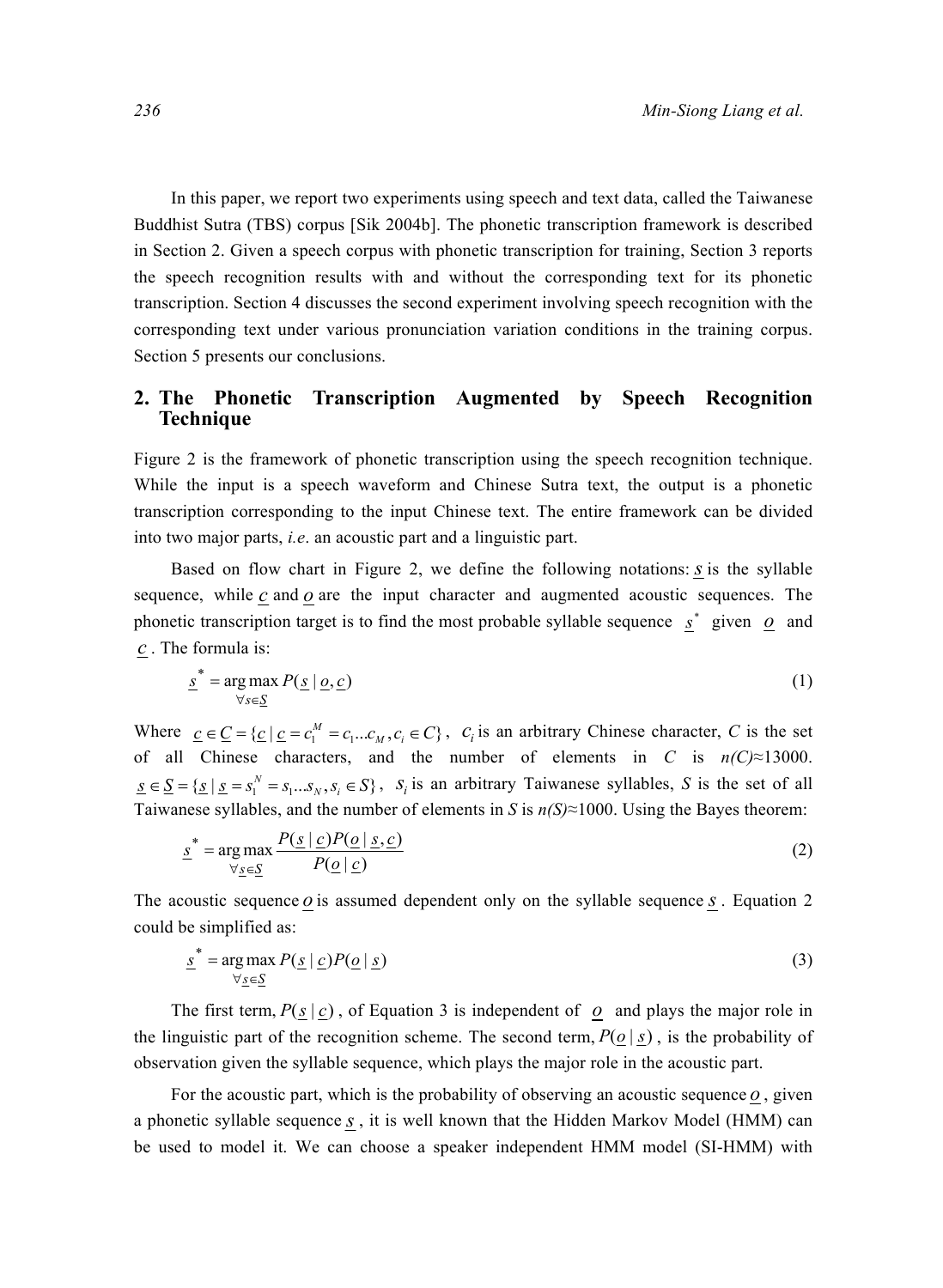In this paper, we report two experiments using speech and text data, called the Taiwanese Buddhist Sutra (TBS) corpus [Sik 2004b]. The phonetic transcription framework is described in Section 2. Given a speech corpus with phonetic transcription for training, Section 3 reports the speech recognition results with and without the corresponding text for its phonetic transcription. Section 4 discusses the second experiment involving speech recognition with the corresponding text under various pronunciation variation conditions in the training corpus. Section 5 presents our conclusions.

## 2. The Phonetic Transcription Augmented by Speech Recognition Technique

Figure 2 is the framework of phonetic transcription using the speech recognition technique. While the input is a speech waveform and Chinese Sutra text, the output is a phonetic transcription corresponding to the input Chinese text. The entire framework can be divided into two major parts, *i.e*. an acoustic part and a linguistic part.

Based on flow chart in Figure 2, we define the following notations: $\underline{s}$ is the syllable sequence, while $\underline{c}$ and $\underline{o}$ are the input character and augmented acoustic sequences. The phonetic transcription target is to find the most probable syllable sequence $\underline{s}^*$ given $\underline{o}$ and $\underline{c}$. The formula is:

$$\underline{s}^* = \underset{\forall s \in \underline{S}}{\arg\max}\, P(\underline{s} \mid \underline{o}, \underline{c}) \tag{1}$$

Where $\underline{c} \in \underline{C} = \{\underline{c} \mid \underline{c} = c_1^M = c_1 ... c_M, c_i \in C\}$, $c_i$ is an arbitrary Chinese character, *C* is the set of all Chinese characters, and the number of elements in *C* is *n(C)*≈13000. $\underline{s} \in \underline{S} = \{\underline{s} \mid \underline{s} = s_1^N = s_1 ... s_N, s_i \in S\}$, $s_i$ is an arbitrary Taiwanese syllables, *S* is the set of all Taiwanese syllables, and the number of elements in *S* is *n(S)*≈1000. Using the Bayes theorem:

$$\underline{s}^* = \underset{\forall \underline{s} \in \underline{S}}{\arg\max} \frac{P(\underline{s} \mid \underline{c}) P(\underline{o} \mid \underline{s}, \underline{c})}{P(\underline{o} \mid \underline{c})} \tag{2}$$

The acoustic sequence $\underline{o}$ is assumed dependent only on the syllable sequence $\underline{s}$. Equation 2 could be simplified as:

$$\underline{s}^* = \underset{\forall \underline{s} \in \underline{S}}{\arg\max}\, P(\underline{s} \mid \underline{c}) P(\underline{o} \mid \underline{s}) \tag{3}$$

The first term, $P(\underline{s} \mid \underline{c})$, of Equation 3 is independent of $\underline{o}$ and plays the major role in the linguistic part of the recognition scheme. The second term, $P(\underline{o} \mid \underline{s})$, is the probability of observation given the syllable sequence, which plays the major role in the acoustic part.

For the acoustic part, which is the probability of observing an acoustic sequence $\underline{o}$, given a phonetic syllable sequence $\underline{s}$, it is well known that the Hidden Markov Model (HMM) can be used to model it. We can choose a speaker independent HMM model (SI-HMM) with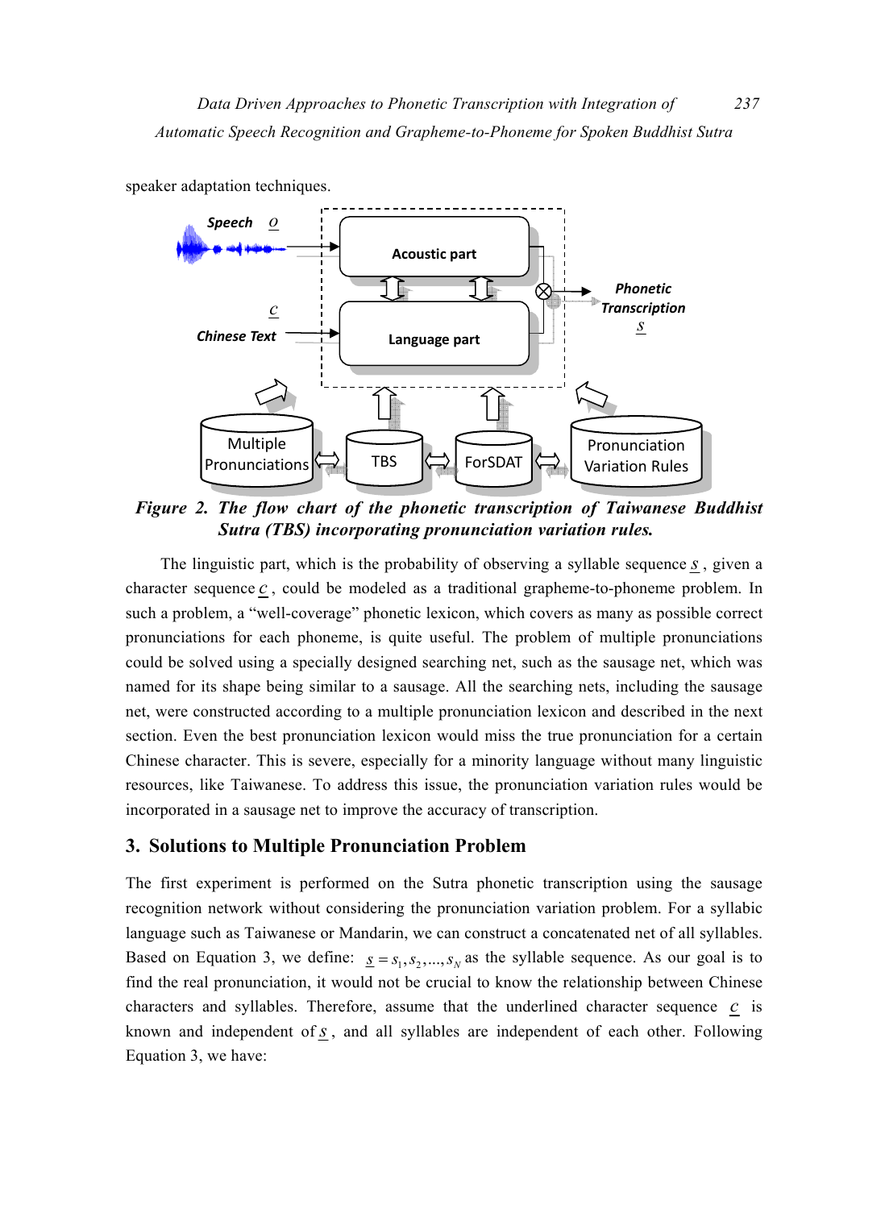speaker adaptation techniques.

**Figure 2. The flow chart of the phonetic transcription of Taiwanese Buddhist Sutra (TBS) incorporating pronunciation variation rules.**

The linguistic part, which is the probability of observing a syllable sequence $\underline{s}$, given a character sequence $\underline{c}$, could be modeled as a traditional grapheme-to-phoneme problem. In such a problem, a "well-coverage" phonetic lexicon, which covers as many as possible correct pronunciations for each phoneme, is quite useful. The problem of multiple pronunciations could be solved using a specially designed searching net, such as the sausage net, which was named for its shape being similar to a sausage. All the searching nets, including the sausage net, were constructed according to a multiple pronunciation lexicon and described in the next section. Even the best pronunciation lexicon would miss the true pronunciation for a certain Chinese character. This is severe, especially for a minority language without many linguistic resources, like Taiwanese. To address this issue, the pronunciation variation rules would be incorporated in a sausage net to improve the accuracy of transcription.

## 3. Solutions to Multiple Pronunciation Problem

The first experiment is performed on the Sutra phonetic transcription using the sausage recognition network without considering the pronunciation variation problem. For a syllabic language such as Taiwanese or Mandarin, we can construct a concatenated net of all syllables. Based on Equation 3, we define: $\underline{s} = s_1, s_2, ..., s_N$ as the syllable sequence. As our goal is to find the real pronunciation, it would not be crucial to know the relationship between Chinese characters and syllables. Therefore, assume that the underlined character sequence $\underline{c}$ is known and independent of $\underline{s}$, and all syllables are independent of each other. Following Equation 3, we have: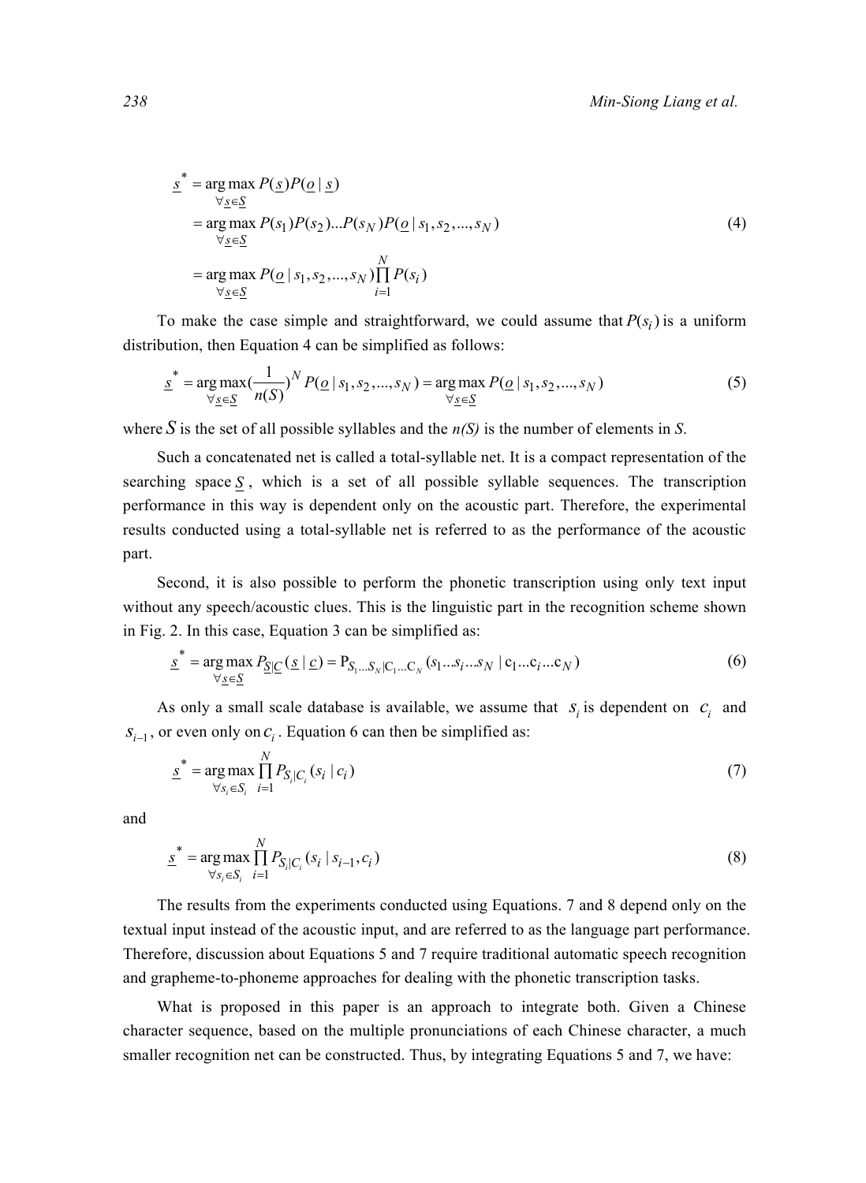$$
\begin{aligned}
\underline{s}^* &= \underset{\forall \underline{s} \in \underline{S}}{\arg\max}\, P(\underline{s}) P(\underline{o} \mid \underline{s}) \\
&= \underset{\forall \underline{s} \in \underline{S}}{\arg\max}\, P(s_1) P(s_2) \ldots P(s_N) P(\underline{o} \mid s_1, s_2, \ldots, s_N) \\
&= \underset{\forall \underline{s} \in \underline{S}}{\arg\max}\, P(\underline{o} \mid s_1, s_2, \ldots, s_N) \prod_{i=1}^{N} P(s_i)
\end{aligned} \tag{4}
$$

To make the case simple and straightforward, we could assume that $P(s_i)$ is a uniform distribution, then Equation 4 can be simplified as follows:

$$
\underline{s}^* = \underset{\forall \underline{s} \in \underline{S}}{\arg\max} \left(\frac{1}{n(S)}\right)^N P(\underline{o} \mid s_1, s_2, \ldots, s_N) = \underset{\forall \underline{s} \in \underline{S}}{\arg\max}\, P(\underline{o} \mid s_1, s_2, \ldots, s_N) \tag{5}
$$

where $S$ is the set of all possible syllables and the *n(S)* is the number of elements in *S*.

Such a concatenated net is called a total-syllable net. It is a compact representation of the searching space $\underline{S}$, which is a set of all possible syllable sequences. The transcription performance in this way is dependent only on the acoustic part. Therefore, the experimental results conducted using a total-syllable net is referred to as the performance of the acoustic part.

Second, it is also possible to perform the phonetic transcription using only text input without any speech/acoustic clues. This is the linguistic part in the recognition scheme shown in Fig. 2. In this case, Equation 3 can be simplified as:

$$
\underline{s}^* = \underset{\forall \underline{s} \in \underline{S}}{\arg\max}\, P_{\underline{S}|\underline{C}}(\underline{s} \mid \underline{c}) = \mathrm{P}_{S_1 \ldots S_N | \mathrm{C}_1 \ldots \mathrm{C}_N}(s_1 \ldots s_i \ldots s_N \mid \mathrm{c}_1 \ldots \mathrm{c}_i \ldots \mathrm{c}_N) \tag{6}
$$

As only a small scale database is available, we assume that $s_i$ is dependent on $c_i$ and $s_{i-1}$, or even only on $c_i$. Equation 6 can then be simplified as:

$$
\underline{s}^* = \underset{\forall s_i \in S_i}{\arg\max} \prod_{i=1}^{N} P_{S_i|C_i}(s_i \mid c_i) \tag{7}
$$

and

$$
\underline{s}^* = \underset{\forall s_i \in S_i}{\arg\max} \prod_{i=1}^{N} P_{S_i|C_i}(s_i \mid s_{i-1}, c_i) \tag{8}
$$

The results from the experiments conducted using Equations. 7 and 8 depend only on the textual input instead of the acoustic input, and are referred to as the language part performance. Therefore, discussion about Equations 5 and 7 require traditional automatic speech recognition and grapheme-to-phoneme approaches for dealing with the phonetic transcription tasks.

What is proposed in this paper is an approach to integrate both. Given a Chinese character sequence, based on the multiple pronunciations of each Chinese character, a much smaller recognition net can be constructed. Thus, by integrating Equations 5 and 7, we have: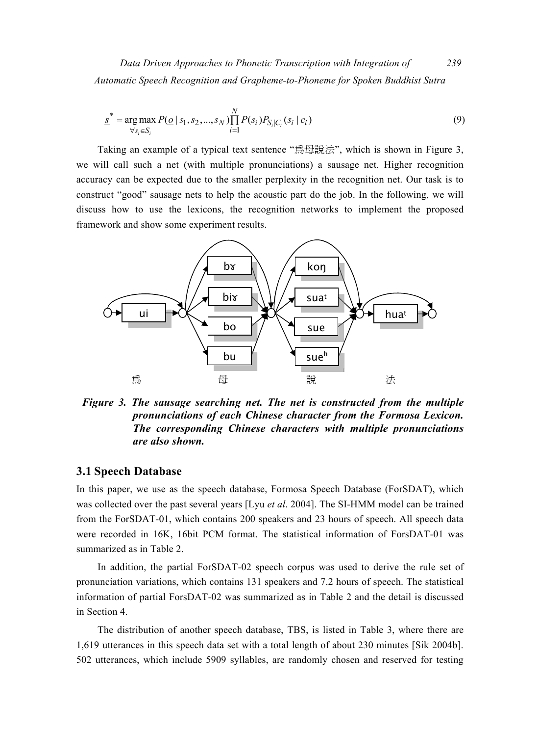$$\underline{s}^* = \underset{\forall s_i \in S_i}{\arg\max}\, P(\underline{o} \mid s_1, s_2, ..., s_N) \prod_{i=1}^{N} P(s_i) P_{S_i|C_i}(s_i \mid c_i) \tag{9}$$

Taking an example of a typical text sentence "爲母說法", which is shown in Figure 3, we will call such a net (with multiple pronunciations) a sausage net. Higher recognition accuracy can be expected due to the smaller perplexity in the recognition net. Our task is to construct "good" sausage nets to help the acoustic part do the job. In the following, we will discuss how to use the lexicons, the recognition networks to implement the proposed framework and show some experiment results.

***Figure 3. The sausage searching net. The net is constructed from the multiple pronunciations of each Chinese character from the Formosa Lexicon. The corresponding Chinese characters with multiple pronunciations are also shown.***

### 3.1 Speech Database

In this paper, we use as the speech database, Formosa Speech Database (ForSDAT), which was collected over the past several years [Lyu *et al*. 2004]. The SI-HMM model can be trained from the ForSDAT-01, which contains 200 speakers and 23 hours of speech. All speech data were recorded in 16K, 16bit PCM format. The statistical information of ForsDAT-01 was summarized as in Table 2.

In addition, the partial ForSDAT-02 speech corpus was used to derive the rule set of pronunciation variations, which contains 131 speakers and 7.2 hours of speech. The statistical information of partial ForsDAT-02 was summarized as in Table 2 and the detail is discussed in Section 4.

The distribution of another speech database, TBS, is listed in Table 3, where there are 1,619 utterances in this speech data set with a total length of about 230 minutes [Sik 2004b]. 502 utterances, which include 5909 syllables, are randomly chosen and reserved for testing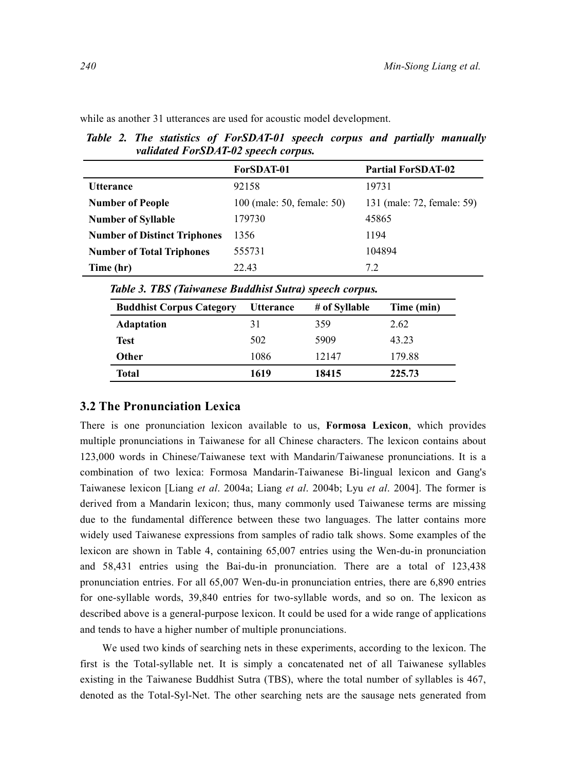while as another 31 utterances are used for acoustic model development.

***Table 2. The statistics of ForSDAT-01 speech corpus and partially manually validated ForSDAT-02 speech corpus.***

| | ForSDAT-01 | Partial ForSDAT-02 |
|---|---|---|
| **Utterance** | 92158 | 19731 |
| **Number of People** | 100 (male: 50, female: 50) | 131 (male: 72, female: 59) |
| **Number of Syllable** | 179730 | 45865 |
| **Number of Distinct Triphones** | 1356 | 1194 |
| **Number of Total Triphones** | 555731 | 104894 |
| **Time (hr)** | 22.43 | 7.2 |

***Table 3. TBS (Taiwanese Buddhist Sutra) speech corpus.***

| Buddhist Corpus Category | Utterance | # of Syllable | Time (min) |
|---|---|---|---|
| **Adaptation** | 31 | 359 | 2.62 |
| **Test** | 502 | 5909 | 43.23 |
| **Other** | 1086 | 12147 | 179.88 |
| **Total** | **1619** | **18415** | **225.73** |

## 3.2 The Pronunciation Lexica

There is one pronunciation lexicon available to us, **Formosa Lexicon**, which provides multiple pronunciations in Taiwanese for all Chinese characters. The lexicon contains about 123,000 words in Chinese/Taiwanese text with Mandarin/Taiwanese pronunciations. It is a combination of two lexica: Formosa Mandarin-Taiwanese Bi-lingual lexicon and Gang's Taiwanese lexicon [Liang *et al*. 2004a; Liang *et al*. 2004b; Lyu *et al*. 2004]. The former is derived from a Mandarin lexicon; thus, many commonly used Taiwanese terms are missing due to the fundamental difference between these two languages. The latter contains more widely used Taiwanese expressions from samples of radio talk shows. Some examples of the lexicon are shown in Table 4, containing 65,007 entries using the Wen-du-in pronunciation and 58,431 entries using the Bai-du-in pronunciation. There are a total of 123,438 pronunciation entries. For all 65,007 Wen-du-in pronunciation entries, there are 6,890 entries for one-syllable words, 39,840 entries for two-syllable words, and so on. The lexicon as described above is a general-purpose lexicon. It could be used for a wide range of applications and tends to have a higher number of multiple pronunciations.

We used two kinds of searching nets in these experiments, according to the lexicon. The first is the Total-syllable net. It is simply a concatenated net of all Taiwanese syllables existing in the Taiwanese Buddhist Sutra (TBS), where the total number of syllables is 467, denoted as the Total-Syl-Net. The other searching nets are the sausage nets generated from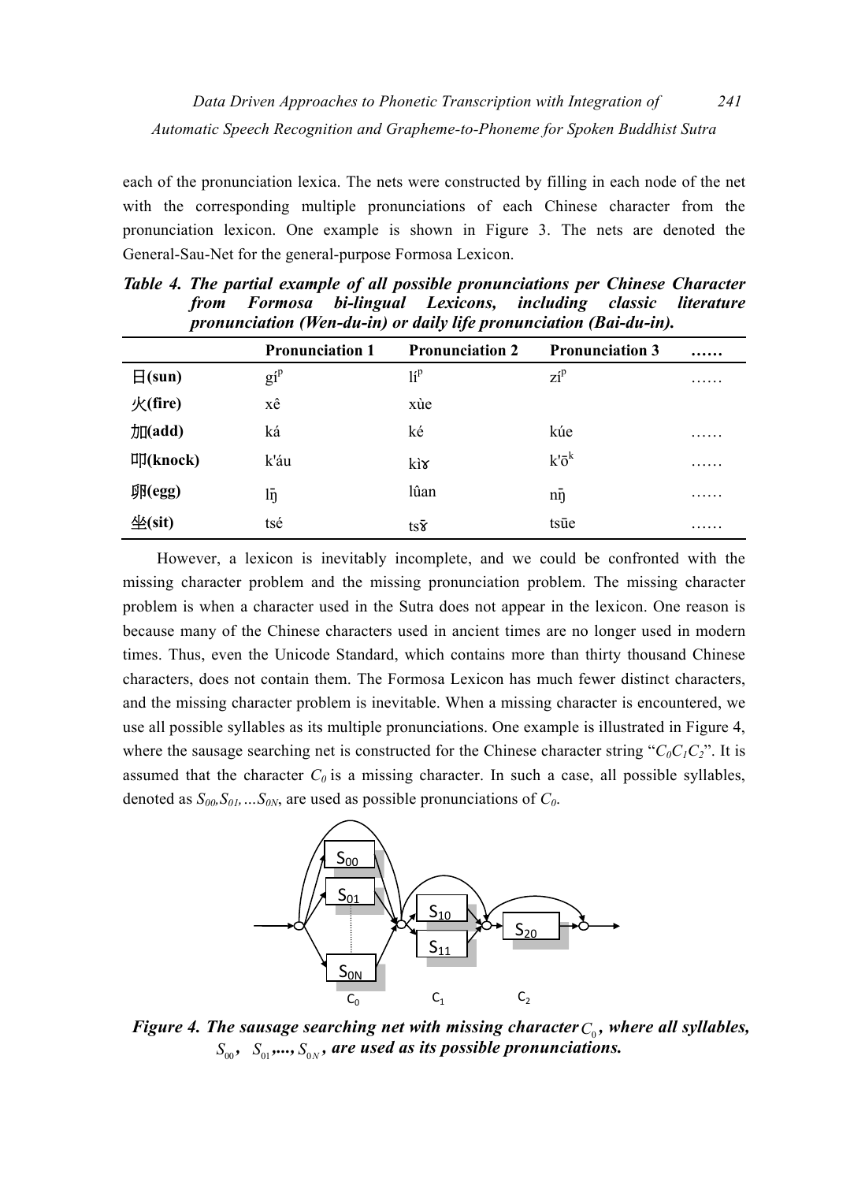each of the pronunciation lexica. The nets were constructed by filling in each node of the net with the corresponding multiple pronunciations of each Chinese character from the pronunciation lexicon. One example is shown in Figure 3. The nets are denoted the General-Sau-Net for the general-purpose Formosa Lexicon.

***Table 4. The partial example of all possible pronunciations per Chinese Character from Formosa bi-lingual Lexicons, including classic literature pronunciation (Wen-du-in) or daily life pronunciation (Bai-du-in).***

| | Pronunciation 1 | Pronunciation 2 | Pronunciation 3 | …… |
|---|---|---|---|---|
| 日(sun) | gí$^{p}$ | lí$^{p}$ | zí$^{p}$ | …… |
| 火(fire) | xê | xùe | | |
| 加(add) | ká | ké | kúe | …… |
| 叩(knock) | k'áu | kìɤ | k'ō$^{k}$ | …… |
| 卵(egg) | lŋ̄ | lûan | nŋ̄ | …… |
| 坐(sit) | tsé | tsɤ̄ | tsūe | …… |

However, a lexicon is inevitably incomplete, and we could be confronted with the missing character problem and the missing pronunciation problem. The missing character problem is when a character used in the Sutra does not appear in the lexicon. One reason is because many of the Chinese characters used in ancient times are no longer used in modern times. Thus, even the Unicode Standard, which contains more than thirty thousand Chinese characters, does not contain them. The Formosa Lexicon has much fewer distinct characters, and the missing character problem is inevitable. When a missing character is encountered, we use all possible syllables as its multiple pronunciations. One example is illustrated in Figure 4, where the sausage searching net is constructed for the Chinese character string "$C_0C_1C_2$". It is assumed that the character $C_0$ is a missing character. In such a case, all possible syllables, denoted as $S_{00}, S_{01}, \ldots S_{0N}$, are used as possible pronunciations of $C_0$.

***Figure 4. The sausage searching net with missing character $C_0$, where all syllables, $S_{00}$, $S_{01}$,..., $S_{0N}$, are used as its possible pronunciations.***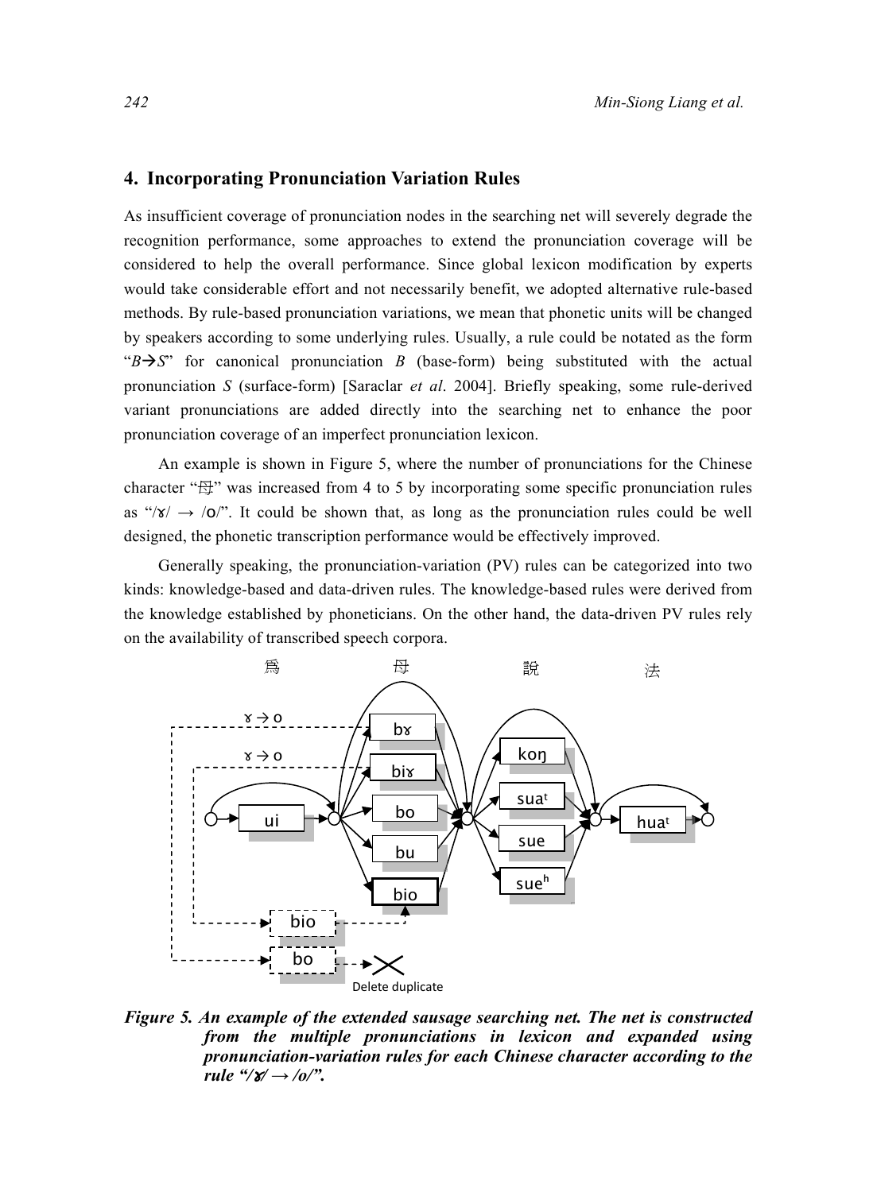## 4. Incorporating Pronunciation Variation Rules

As insufficient coverage of pronunciation nodes in the searching net will severely degrade the recognition performance, some approaches to extend the pronunciation coverage will be considered to help the overall performance. Since global lexicon modification by experts would take considerable effort and not necessarily benefit, we adopted alternative rule-based methods. By rule-based pronunciation variations, we mean that phonetic units will be changed by speakers according to some underlying rules. Usually, a rule could be notated as the form "*B*→*S*" for canonical pronunciation *B* (base-form) being substituted with the actual pronunciation *S* (surface-form) [Saraclar *et al*. 2004]. Briefly speaking, some rule-derived variant pronunciations are added directly into the searching net to enhance the poor pronunciation coverage of an imperfect pronunciation lexicon.

An example is shown in Figure 5, where the number of pronunciations for the Chinese character "母" was increased from 4 to 5 by incorporating some specific pronunciation rules as "/ɤ/ → /o/". It could be shown that, as long as the pronunciation rules could be well designed, the phonetic transcription performance would be effectively improved.

Generally speaking, the pronunciation-variation (PV) rules can be categorized into two kinds: knowledge-based and data-driven rules. The knowledge-based rules were derived from the knowledge established by phoneticians. On the other hand, the data-driven PV rules rely on the availability of transcribed speech corpora.

***Figure 5. An example of the extended sausage searching net. The net is constructed from the multiple pronunciations in lexicon and expanded using pronunciation-variation rules for each Chinese character according to the rule "/ɤ/ → /o/".***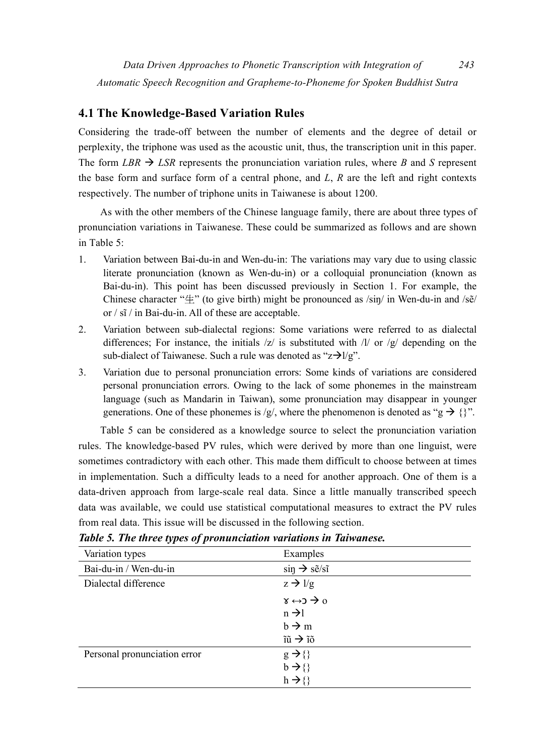## 4.1 The Knowledge-Based Variation Rules

Considering the trade-off between the number of elements and the degree of detail or perplexity, the triphone was used as the acoustic unit, thus, the transcription unit in this paper. The form *LBR* → *LSR* represents the pronunciation variation rules, where *B* and *S* represent the base form and surface form of a central phone, and *L*, *R* are the left and right contexts respectively. The number of triphone units in Taiwanese is about 1200.

As with the other members of the Chinese language family, there are about three types of pronunciation variations in Taiwanese. These could be summarized as follows and are shown in Table 5:

1. Variation between Bai-du-in and Wen-du-in: The variations may vary due to using classic literate pronunciation (known as Wen-du-in) or a colloquial pronunciation (known as Bai-du-in). This point has been discussed previously in Section 1. For example, the Chinese character "生" (to give birth) might be pronounced as /siŋ/ in Wen-du-in and /sẽ/ or / sĩ / in Bai-du-in. All of these are acceptable.
2. Variation between sub-dialectal regions: Some variations were referred to as dialectal differences; For instance, the initials /z/ is substituted with /l/ or /g/ depending on the sub-dialect of Taiwanese. Such a rule was denoted as "z→l/g".
3. Variation due to personal pronunciation errors: Some kinds of variations are considered personal pronunciation errors. Owing to the lack of some phonemes in the mainstream language (such as Mandarin in Taiwan), some pronunciation may disappear in younger generations. One of these phonemes is /g/, where the phenomenon is denoted as "g → {}".

Table 5 can be considered as a knowledge source to select the pronunciation variation rules. The knowledge-based PV rules, which were derived by more than one linguist, were sometimes contradictory with each other. This made them difficult to choose between at times in implementation. Such a difficulty leads to a need for another approach. One of them is a data-driven approach from large-scale real data. Since a little manually transcribed speech data was available, we could use statistical computational measures to extract the PV rules from real data. This issue will be discussed in the following section.

***Table 5. The three types of pronunciation variations in Taiwanese.***

| Variation types | Examples |
|---|---|
| Bai-du-in / Wen-du-in | siŋ → sẽ/sĩ |
| Dialectal difference | z → l/g |
| | ɤ ↔ɔ → o |
| | n →l |
| | b → m |
| | ĩũ → ĩõ |
| Personal pronunciation error | g →{} |
| | b →{} |
| | h →{} |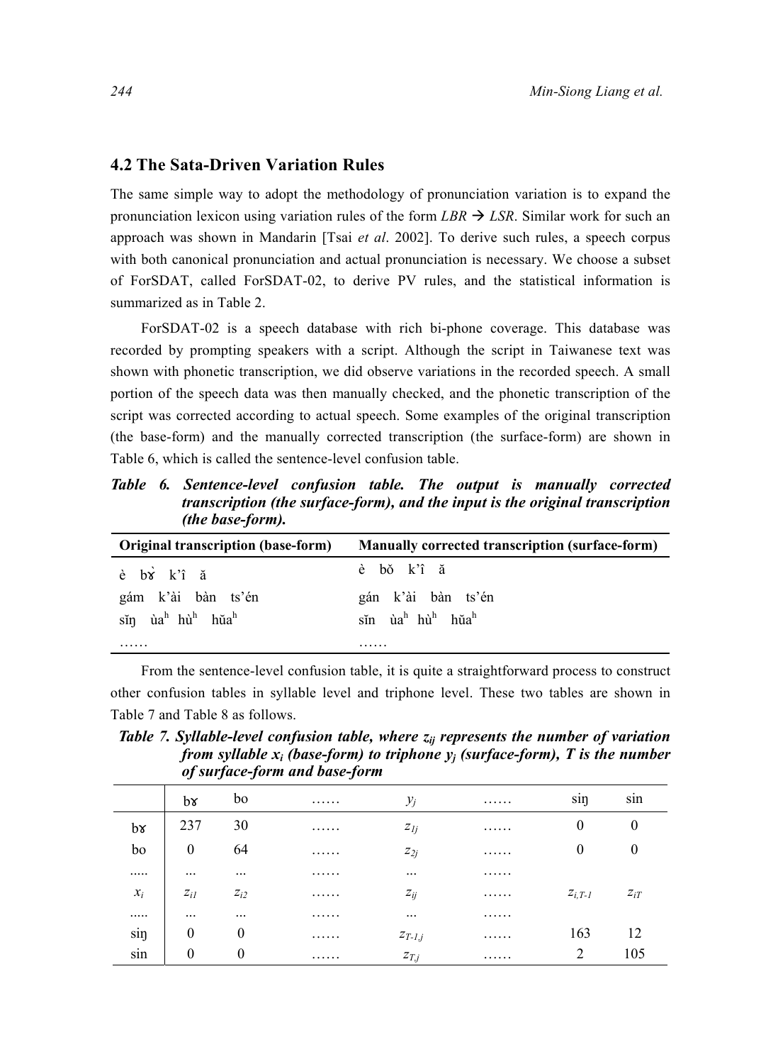## 4.2 The Sata-Driven Variation Rules

The same simple way to adopt the methodology of pronunciation variation is to expand the pronunciation lexicon using variation rules of the form *LBR* → *LSR*. Similar work for such an approach was shown in Mandarin [Tsai *et al*. 2002]. To derive such rules, a speech corpus with both canonical pronunciation and actual pronunciation is necessary. We choose a subset of ForSDAT, called ForSDAT-02, to derive PV rules, and the statistical information is summarized as in Table 2.

ForSDAT-02 is a speech database with rich bi-phone coverage. This database was recorded by prompting speakers with a script. Although the script in Taiwanese text was shown with phonetic transcription, we did observe variations in the recorded speech. A small portion of the speech data was then manually checked, and the phonetic transcription of the script was corrected according to actual speech. Some examples of the original transcription (the base-form) and the manually corrected transcription (the surface-form) are shown in Table 6, which is called the sentence-level confusion table.

***Table 6. Sentence-level confusion table. The output is manually corrected transcription (the surface-form), and the input is the original transcription (the base-form).***

| Original transcription (base-form) | Manually corrected transcription (surface-form) |
|---|---|
| è bɤ̆ k'î ă | è bŏ k'î ă |
| gám k'ài bàn ts'én | gán k'ài bàn ts'én |
| sĭŋ ùa$^h$ hù$^h$ hŭa$^h$ | sĭn ùa$^h$ hù$^h$ hŭa$^h$ |
| …… | …… |

From the sentence-level confusion table, it is quite a straightforward process to construct other confusion tables in syllable level and triphone level. These two tables are shown in Table 7 and Table 8 as follows.

***Table 7. Syllable-level confusion table, where $z_{ij}$ represents the number of variation from syllable $x_i$ (base-form) to triphone $y_j$ (surface-form), T is the number of surface-form and base-form***

| | bɤ | bo | …… | $y_j$ | …… | siŋ | sin |
|---|---|---|---|---|---|---|---|
| bɤ | 237 | 30 | …… | $z_{1j}$ | …… | 0 | 0 |
| bo | 0 | 64 | …… | $z_{2j}$ | …… | 0 | 0 |
| ..... | ... | ... | …… | ... | …… | | |
| $x_i$ | $z_{i1}$ | $z_{i2}$ | …… | $z_{ij}$ | …… | $z_{i,T-1}$ | $z_{iT}$ |
| ..... | ... | ... | …… | ... | …… | | |
| siŋ | 0 | 0 | …… | $z_{T-1,j}$ | …… | 163 | 12 |
| sin | 0 | 0 | …… | $z_{T,j}$ | …… | 2 | 105 |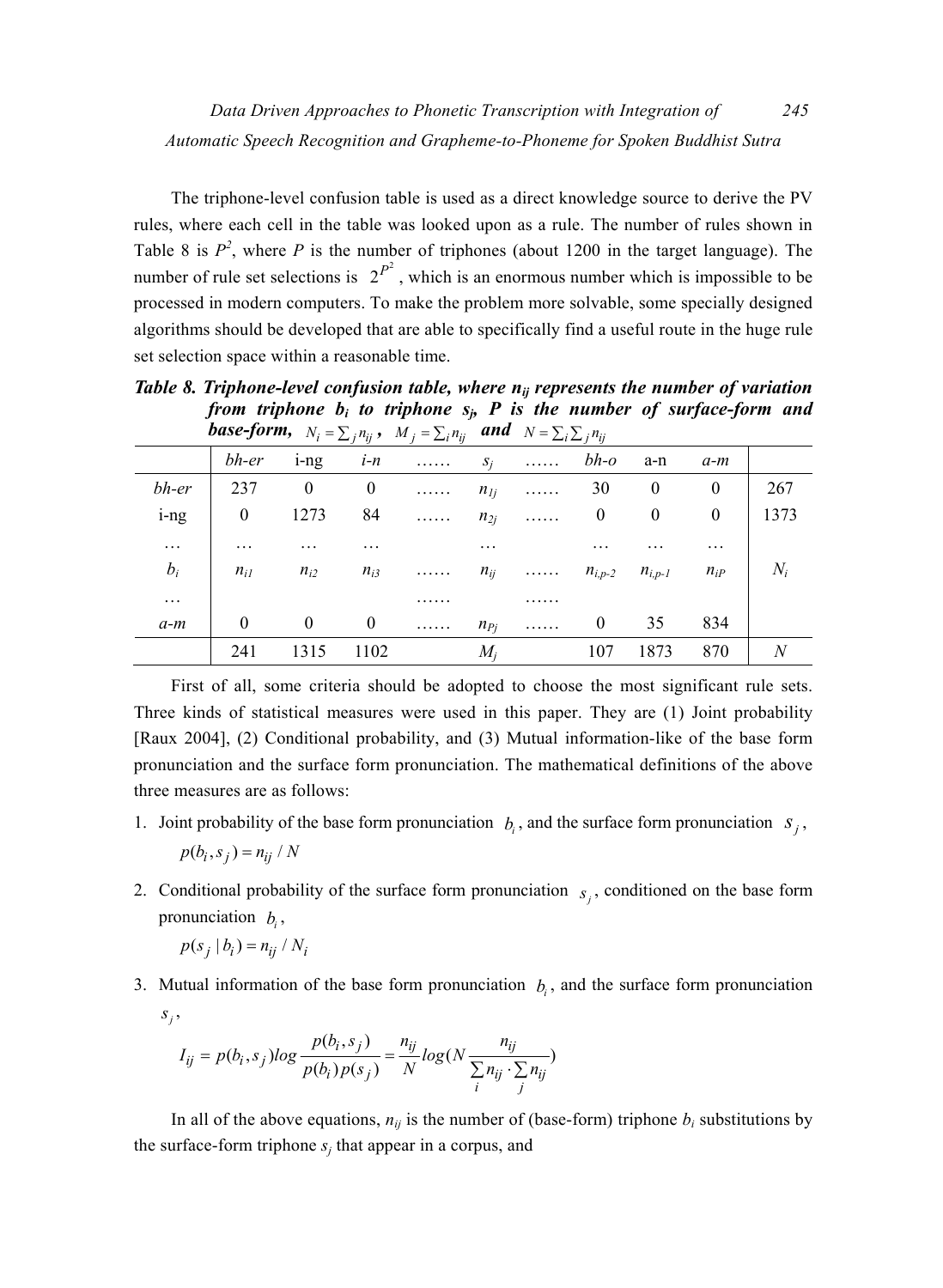The triphone-level confusion table is used as a direct knowledge source to derive the PV rules, where each cell in the table was looked upon as a rule. The number of rules shown in Table 8 is $P^2$, where $P$ is the number of triphones (about 1200 in the target language). The number of rule set selections is $2^{P^2}$, which is an enormous number which is impossible to be processed in modern computers. To make the problem more solvable, some specially designed algorithms should be developed that are able to specifically find a useful route in the huge rule set selection space within a reasonable time.

***Table 8. Triphone-level confusion table, where $n_{ij}$ represents the number of variation from triphone $b_i$ to triphone $s_j$, $P$ is the number of surface-form and base-form, $N_i = \sum_j n_{ij}$, $M_j = \sum_i n_{ij}$ and $N = \sum_i \sum_j n_{ij}$***

| | *bh-er* | i-ng | *i-n* | …… | $s_j$ | …… | *bh-o* | a-n | *a-m* | |
|---|---|---|---|---|---|---|---|---|---|---|
| *bh-er* | 237 | 0 | 0 | …… | $n_{1j}$ | …… | 30 | 0 | 0 | 267 |
| i-ng | 0 | 1273 | 84 | …… | $n_{2j}$ | …… | 0 | 0 | 0 | 1373 |
| … | … | … | … | | … | | … | … | … | |
| $b_i$ | $n_{i1}$ | $n_{i2}$ | $n_{i3}$ | …… | $n_{ij}$ | …… | $n_{i,p-2}$ | $n_{i,p-1}$ | $n_{iP}$ | $N_i$ |
| … | | | | …… | | …… | | | | |
| *a-m* | 0 | 0 | 0 | …… | $n_{Pj}$ | …… | 0 | 35 | 834 | |
| | 241 | 1315 | 1102 | | $M_j$ | | 107 | 1873 | 870 | $N$ |

First of all, some criteria should be adopted to choose the most significant rule sets. Three kinds of statistical measures were used in this paper. They are (1) Joint probability [Raux 2004], (2) Conditional probability, and (3) Mutual information-like of the base form pronunciation and the surface form pronunciation. The mathematical definitions of the above three measures are as follows:

1. Joint probability of the base form pronunciation $b_i$, and the surface form pronunciation $s_j$,

   $$p(b_i, s_j) = n_{ij} / N$$

2. Conditional probability of the surface form pronunciation $s_j$, conditioned on the base form pronunciation $b_i$,

   $$p(s_j \mid b_i) = n_{ij} / N_i$$

3. Mutual information of the base form pronunciation $b_i$, and the surface form pronunciation $s_j$,

   $$I_{ij} = p(b_i, s_j) log \frac{p(b_i, s_j)}{p(b_i) p(s_j)} = \frac{n_{ij}}{N} log(N \frac{n_{ij}}{\sum_i n_{ij} \cdot \sum_j n_{ij}})$$

In all of the above equations, $n_{ij}$ is the number of (base-form) triphone $b_i$ substitutions by the surface-form triphone $s_j$ that appear in a corpus, and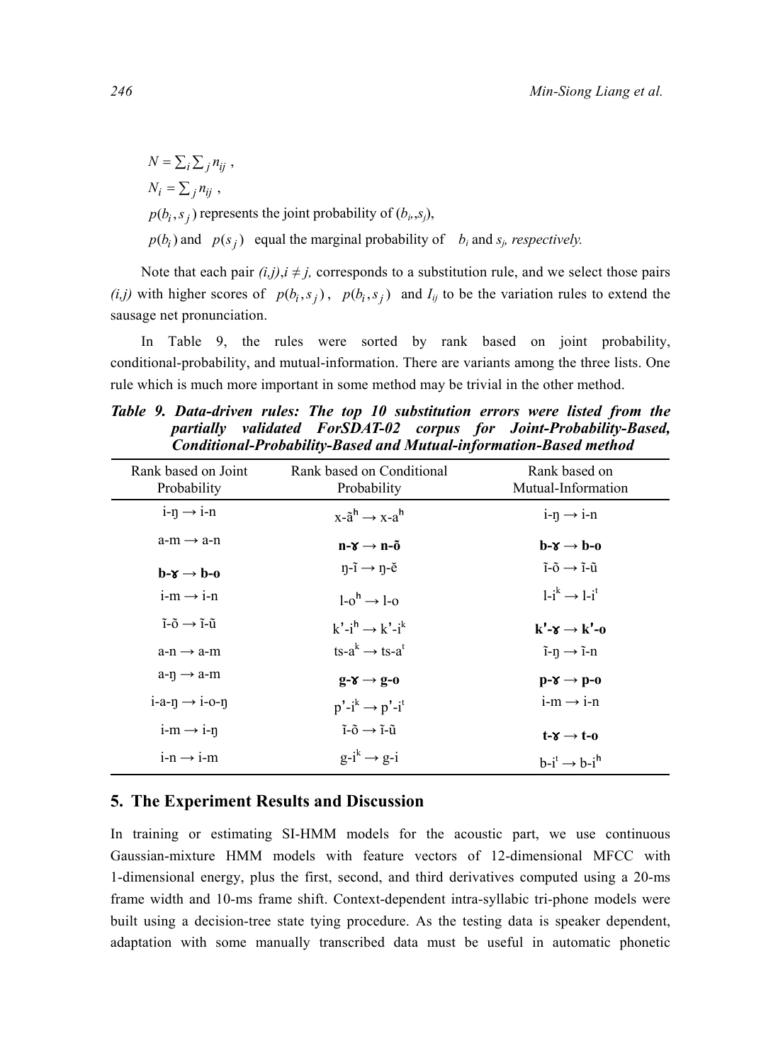$N = \sum_i \sum_j n_{ij}$ ,

$N_i = \sum_j n_{ij}$ ,

$p(b_i, s_j)$ represents the joint probability of $(b_i, s_j)$,

$p(b_i)$ and $p(s_j)$ equal the marginal probability of $b_i$ and $s_j$, *respectively.*

Note that each pair $(i,j), i \neq j$, corresponds to a substitution rule, and we select those pairs $(i,j)$ with higher scores of $p(b_i, s_j)$, $p(b_i, s_j)$ and $I_{ij}$ to be the variation rules to extend the sausage net pronunciation.

In Table 9, the rules were sorted by rank based on joint probability, conditional-probability, and mutual-information. There are variants among the three lists. One rule which is much more important in some method may be trivial in the other method.

***Table 9. Data-driven rules: The top 10 substitution errors were listed from the partially validated ForSDAT-02 corpus for Joint-Probability-Based, Conditional-Probability-Based and Mutual-information-Based method***

| Rank based on Joint Probability | Rank based on Conditional Probability | Rank based on Mutual-Information |
|---|---|---|
| i-ŋ → i-n | x-ãʰ → x-aʰ | i-ŋ → i-n |
| a-m → a-n | **n-ɤ → n-õ** | **b-ɤ → b-o** |
| **b-ɤ → b-o** | ŋ-ĩ → ŋ-ě | ĩ-õ → ĩ-ũ |
| i-m → i-n | l-oʰ → l-o | l-iᵏ → l-iᵗ |
| ĩ-õ → ĩ-ũ | k'-iʰ → k'-iᵏ | **k'-ɤ → k'-o** |
| a-n → a-m | ts-aᵏ → ts-aᵗ | ĩ-ŋ → ĩ-n |
| a-ŋ → a-m | **g-ɤ → g-o** | **p-ɤ → p-o** |
| i-a-ŋ → i-o-ŋ | p'-iᵏ → p'-iᵗ | i-m → i-n |
| i-m → i-ŋ | ĩ-õ → ĩ-ũ | **t-ɤ → t-o** |
| i-n → i-m | g-iᵏ → g-i | b-iᵗ → b-iʰ |

## 5. The Experiment Results and Discussion

In training or estimating SI-HMM models for the acoustic part, we use continuous Gaussian-mixture HMM models with feature vectors of 12-dimensional MFCC with 1-dimensional energy, plus the first, second, and third derivatives computed using a 20-ms frame width and 10-ms frame shift. Context-dependent intra-syllabic tri-phone models were built using a decision-tree state tying procedure. As the testing data is speaker dependent, adaptation with some manually transcribed data must be useful in automatic phonetic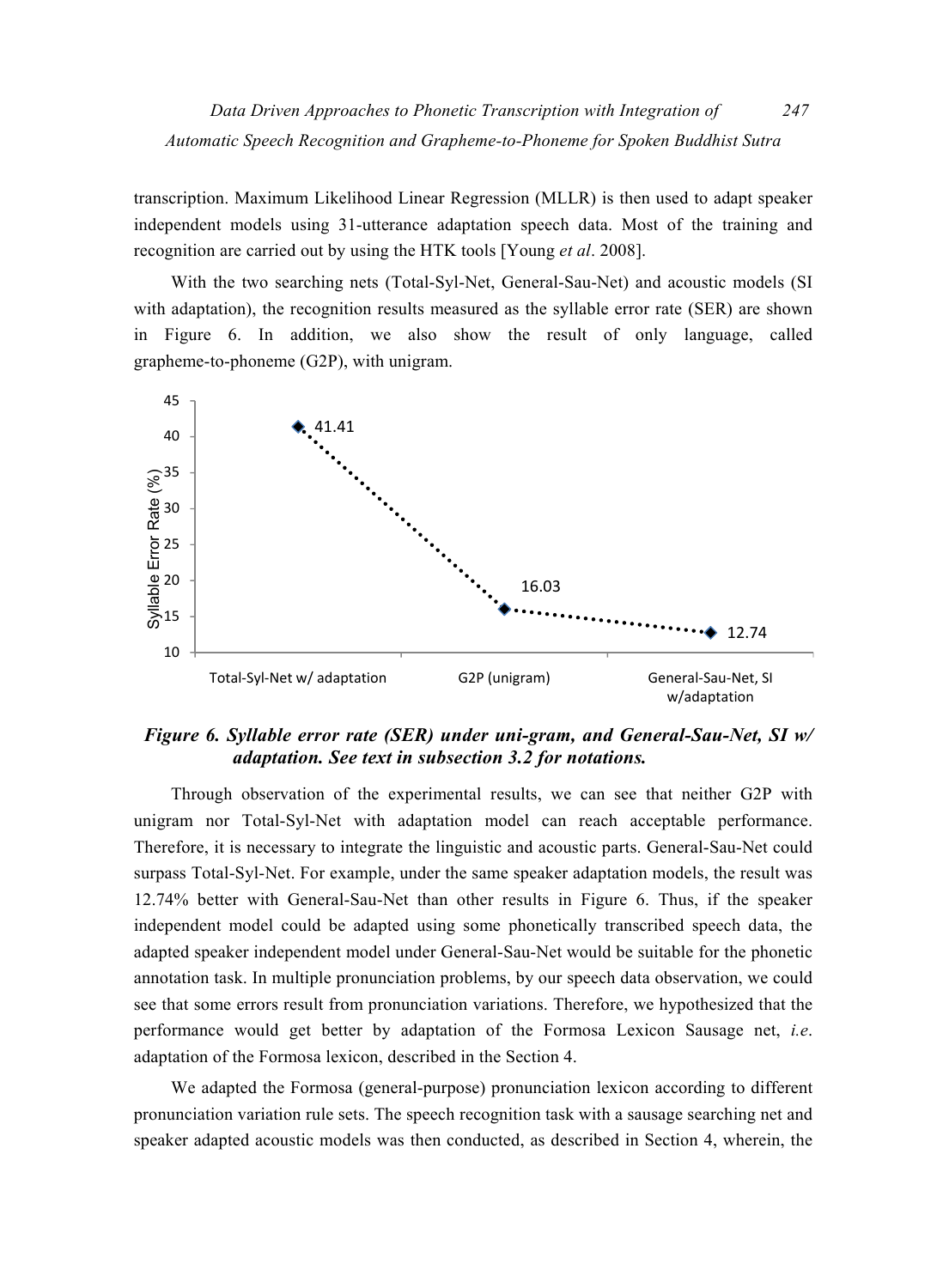transcription. Maximum Likelihood Linear Regression (MLLR) is then used to adapt speaker independent models using 31-utterance adaptation speech data. Most of the training and recognition are carried out by using the HTK tools [Young *et al*. 2008].

With the two searching nets (Total-Syl-Net, General-Sau-Net) and acoustic models (SI with adaptation), the recognition results measured as the syllable error rate (SER) are shown in Figure 6. In addition, we also show the result of only language, called grapheme-to-phoneme (G2P), with unigram.

**Figure 6. Syllable error rate (SER) under uni-gram, and General-Sau-Net, SI w/ adaptation. See text in subsection 3.2 for notations.**

Through observation of the experimental results, we can see that neither G2P with unigram nor Total-Syl-Net with adaptation model can reach acceptable performance. Therefore, it is necessary to integrate the linguistic and acoustic parts. General-Sau-Net could surpass Total-Syl-Net. For example, under the same speaker adaptation models, the result was 12.74% better with General-Sau-Net than other results in Figure 6. Thus, if the speaker independent model could be adapted using some phonetically transcribed speech data, the adapted speaker independent model under General-Sau-Net would be suitable for the phonetic annotation task. In multiple pronunciation problems, by our speech data observation, we could see that some errors result from pronunciation variations. Therefore, we hypothesized that the performance would get better by adaptation of the Formosa Lexicon Sausage net, *i.e*. adaptation of the Formosa lexicon, described in the Section 4.

We adapted the Formosa (general-purpose) pronunciation lexicon according to different pronunciation variation rule sets. The speech recognition task with a sausage searching net and speaker adapted acoustic models was then conducted, as described in Section 4, wherein, the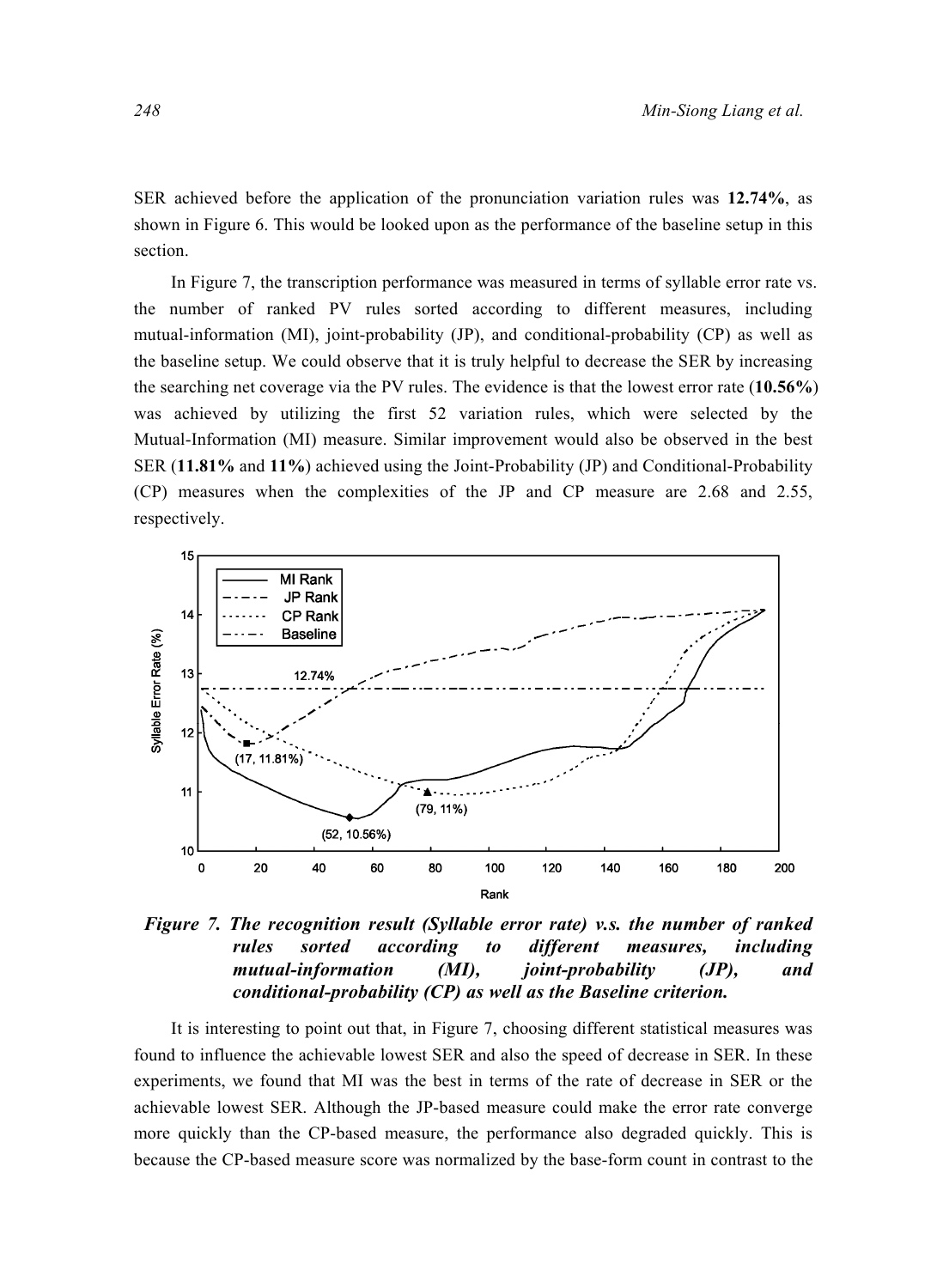SER achieved before the application of the pronunciation variation rules was **12.74%**, as shown in Figure 6. This would be looked upon as the performance of the baseline setup in this section.

In Figure 7, the transcription performance was measured in terms of syllable error rate vs. the number of ranked PV rules sorted according to different measures, including mutual-information (MI), joint-probability (JP), and conditional-probability (CP) as well as the baseline setup. We could observe that it is truly helpful to decrease the SER by increasing the searching net coverage via the PV rules. The evidence is that the lowest error rate (**10.56%**) was achieved by utilizing the first 52 variation rules, which were selected by the Mutual-Information (MI) measure. Similar improvement would also be observed in the best SER (**11.81%** and **11%**) achieved using the Joint-Probability (JP) and Conditional-Probability (CP) measures when the complexities of the JP and CP measure are 2.68 and 2.55, respectively.

***Figure 7. The recognition result (Syllable error rate) v.s. the number of ranked rules sorted according to different measures, including mutual-information (MI), joint-probability (JP), and conditional-probability (CP) as well as the Baseline criterion.***

It is interesting to point out that, in Figure 7, choosing different statistical measures was found to influence the achievable lowest SER and also the speed of decrease in SER. In these experiments, we found that MI was the best in terms of the rate of decrease in SER or the achievable lowest SER. Although the JP-based measure could make the error rate converge more quickly than the CP-based measure, the performance also degraded quickly. This is because the CP-based measure score was normalized by the base-form count in contrast to the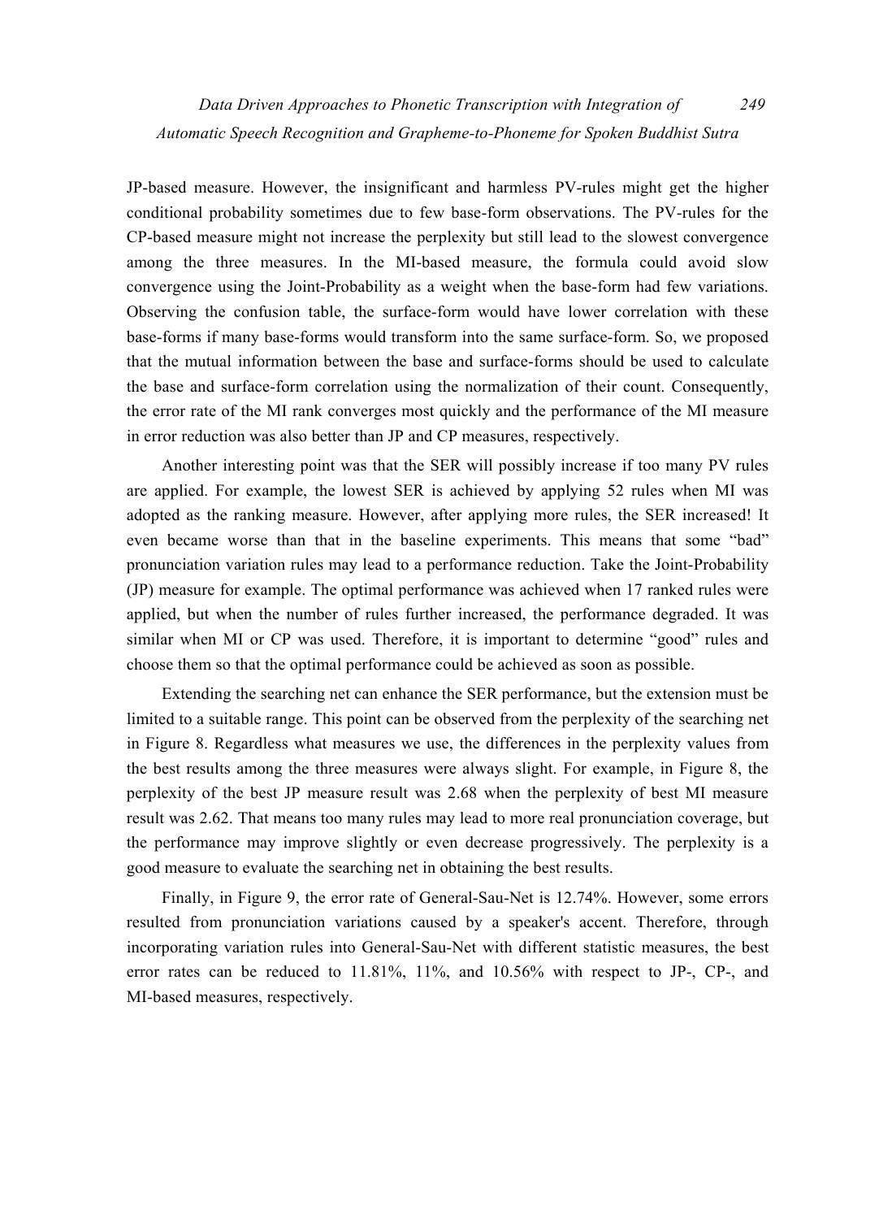JP-based measure. However, the insignificant and harmless PV-rules might get the higher conditional probability sometimes due to few base-form observations. The PV-rules for the CP-based measure might not increase the perplexity but still lead to the slowest convergence among the three measures. In the MI-based measure, the formula could avoid slow convergence using the Joint-Probability as a weight when the base-form had few variations. Observing the confusion table, the surface-form would have lower correlation with these base-forms if many base-forms would transform into the same surface-form. So, we proposed that the mutual information between the base and surface-forms should be used to calculate the base and surface-form correlation using the normalization of their count. Consequently, the error rate of the MI rank converges most quickly and the performance of the MI measure in error reduction was also better than JP and CP measures, respectively.

Another interesting point was that the SER will possibly increase if too many PV rules are applied. For example, the lowest SER is achieved by applying 52 rules when MI was adopted as the ranking measure. However, after applying more rules, the SER increased! It even became worse than that in the baseline experiments. This means that some "bad" pronunciation variation rules may lead to a performance reduction. Take the Joint-Probability (JP) measure for example. The optimal performance was achieved when 17 ranked rules were applied, but when the number of rules further increased, the performance degraded. It was similar when MI or CP was used. Therefore, it is important to determine "good" rules and choose them so that the optimal performance could be achieved as soon as possible.

Extending the searching net can enhance the SER performance, but the extension must be limited to a suitable range. This point can be observed from the perplexity of the searching net in Figure 8. Regardless what measures we use, the differences in the perplexity values from the best results among the three measures were always slight. For example, in Figure 8, the perplexity of the best JP measure result was 2.68 when the perplexity of best MI measure result was 2.62. That means too many rules may lead to more real pronunciation coverage, but the performance may improve slightly or even decrease progressively. The perplexity is a good measure to evaluate the searching net in obtaining the best results.

Finally, in Figure 9, the error rate of General-Sau-Net is 12.74%. However, some errors resulted from pronunciation variations caused by a speaker's accent. Therefore, through incorporating variation rules into General-Sau-Net with different statistic measures, the best error rates can be reduced to 11.81%, 11%, and 10.56% with respect to JP-, CP-, and MI-based measures, respectively.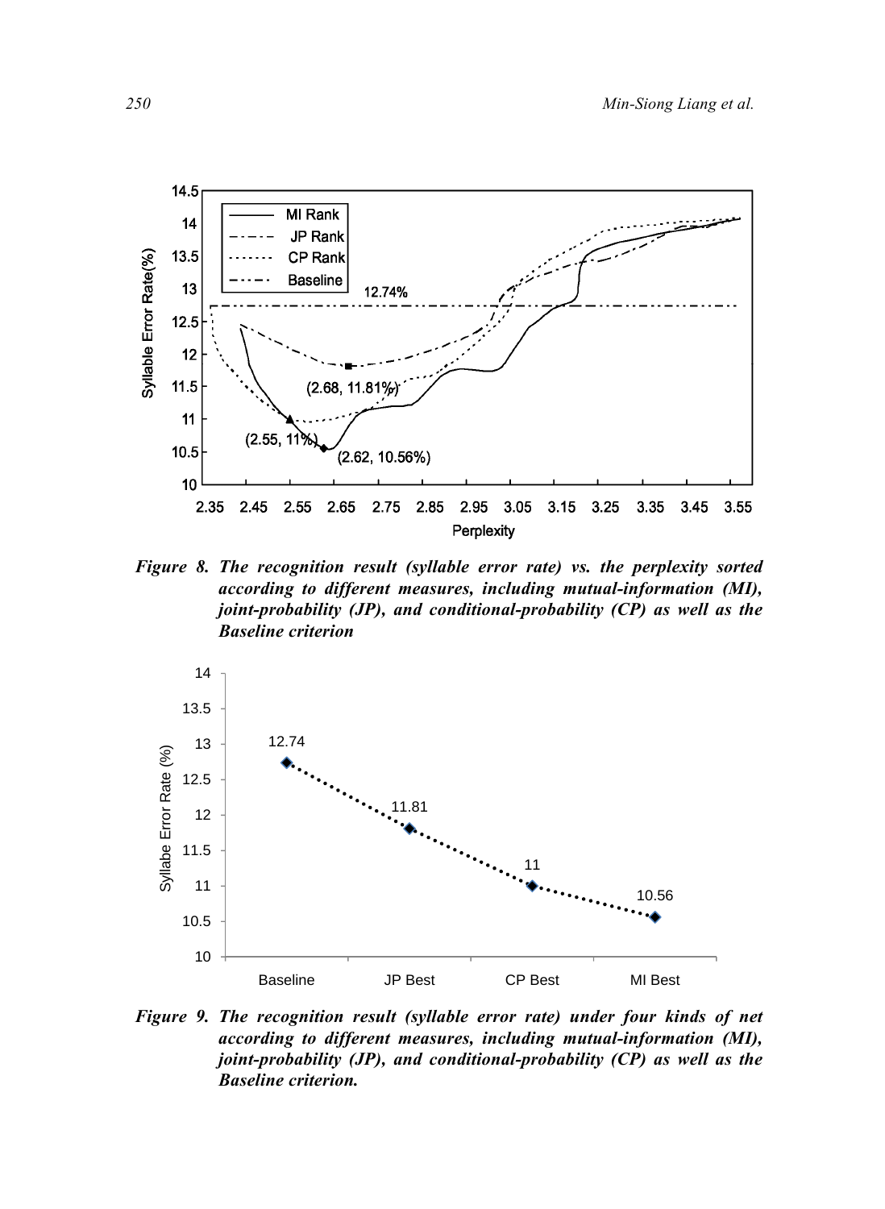*Figure 8. The recognition result (syllable error rate) vs. the perplexity sorted according to different measures, including mutual-information (MI), joint-probability (JP), and conditional-probability (CP) as well as the Baseline criterion*

*Figure 9. The recognition result (syllable error rate) under four kinds of net according to different measures, including mutual-information (MI), joint-probability (JP), and conditional-probability (CP) as well as the Baseline criterion.*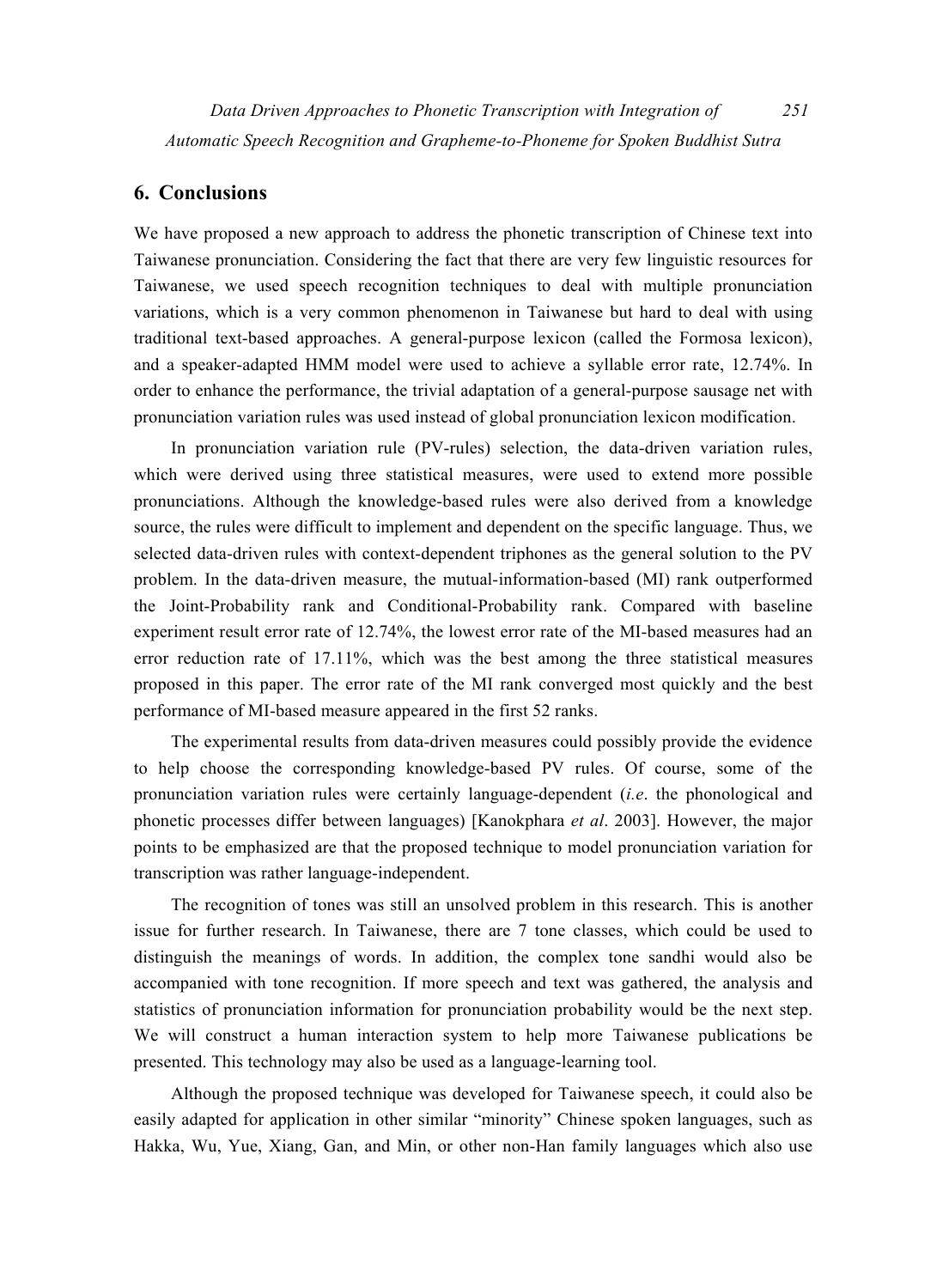## 6. Conclusions

We have proposed a new approach to address the phonetic transcription of Chinese text into Taiwanese pronunciation. Considering the fact that there are very few linguistic resources for Taiwanese, we used speech recognition techniques to deal with multiple pronunciation variations, which is a very common phenomenon in Taiwanese but hard to deal with using traditional text-based approaches. A general-purpose lexicon (called the Formosa lexicon), and a speaker-adapted HMM model were used to achieve a syllable error rate, 12.74%. In order to enhance the performance, the trivial adaptation of a general-purpose sausage net with pronunciation variation rules was used instead of global pronunciation lexicon modification.

In pronunciation variation rule (PV-rules) selection, the data-driven variation rules, which were derived using three statistical measures, were used to extend more possible pronunciations. Although the knowledge-based rules were also derived from a knowledge source, the rules were difficult to implement and dependent on the specific language. Thus, we selected data-driven rules with context-dependent triphones as the general solution to the PV problem. In the data-driven measure, the mutual-information-based (MI) rank outperformed the Joint-Probability rank and Conditional-Probability rank. Compared with baseline experiment result error rate of 12.74%, the lowest error rate of the MI-based measures had an error reduction rate of 17.11%, which was the best among the three statistical measures proposed in this paper. The error rate of the MI rank converged most quickly and the best performance of MI-based measure appeared in the first 52 ranks.

The experimental results from data-driven measures could possibly provide the evidence to help choose the corresponding knowledge-based PV rules. Of course, some of the pronunciation variation rules were certainly language-dependent (*i.e*. the phonological and phonetic processes differ between languages) [Kanokphara *et al*. 2003]. However, the major points to be emphasized are that the proposed technique to model pronunciation variation for transcription was rather language-independent.

The recognition of tones was still an unsolved problem in this research. This is another issue for further research. In Taiwanese, there are 7 tone classes, which could be used to distinguish the meanings of words. In addition, the complex tone sandhi would also be accompanied with tone recognition. If more speech and text was gathered, the analysis and statistics of pronunciation information for pronunciation probability would be the next step. We will construct a human interaction system to help more Taiwanese publications be presented. This technology may also be used as a language-learning tool.

Although the proposed technique was developed for Taiwanese speech, it could also be easily adapted for application in other similar "minority" Chinese spoken languages, such as Hakka, Wu, Yue, Xiang, Gan, and Min, or other non-Han family languages which also use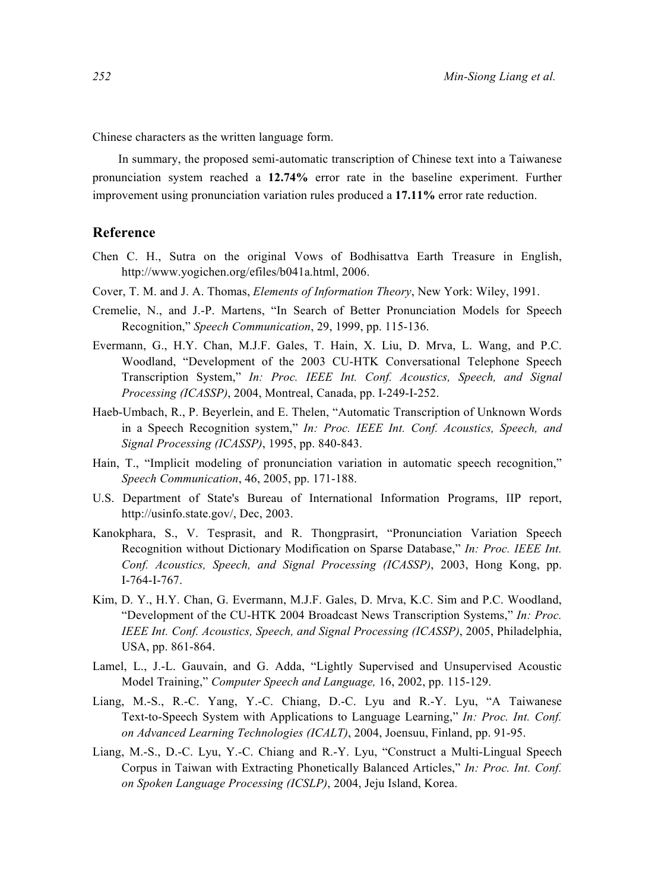Chinese characters as the written language form.

In summary, the proposed semi-automatic transcription of Chinese text into a Taiwanese pronunciation system reached a **12.74%** error rate in the baseline experiment. Further improvement using pronunciation variation rules produced a **17.11%** error rate reduction.

## Reference

Chen C. H., Sutra on the original Vows of Bodhisattva Earth Treasure in English, http://www.yogichen.org/efiles/b041a.html, 2006.

Cover, T. M. and J. A. Thomas, *Elements of Information Theory*, New York: Wiley, 1991.

Cremelie, N., and J.-P. Martens, "In Search of Better Pronunciation Models for Speech Recognition," *Speech Communication*, 29, 1999, pp. 115-136.

Evermann, G., H.Y. Chan, M.J.F. Gales, T. Hain, X. Liu, D. Mrva, L. Wang, and P.C. Woodland, "Development of the 2003 CU-HTK Conversational Telephone Speech Transcription System," *In: Proc. IEEE Int. Conf. Acoustics, Speech, and Signal Processing (ICASSP)*, 2004, Montreal, Canada, pp. I-249-I-252.

Haeb-Umbach, R., P. Beyerlein, and E. Thelen, "Automatic Transcription of Unknown Words in a Speech Recognition system," *In: Proc. IEEE Int. Conf. Acoustics, Speech, and Signal Processing (ICASSP)*, 1995, pp. 840-843.

Hain, T., "Implicit modeling of pronunciation variation in automatic speech recognition," *Speech Communication*, 46, 2005, pp. 171-188.

U.S. Department of State's Bureau of International Information Programs, IIP report, http://usinfo.state.gov/, Dec, 2003.

Kanokphara, S., V. Tesprasit, and R. Thongprasirt, "Pronunciation Variation Speech Recognition without Dictionary Modification on Sparse Database," *In: Proc. IEEE Int. Conf. Acoustics, Speech, and Signal Processing (ICASSP)*, 2003, Hong Kong, pp. I-764-I-767.

Kim, D. Y., H.Y. Chan, G. Evermann, M.J.F. Gales, D. Mrva, K.C. Sim and P.C. Woodland, "Development of the CU-HTK 2004 Broadcast News Transcription Systems," *In: Proc. IEEE Int. Conf. Acoustics, Speech, and Signal Processing (ICASSP)*, 2005, Philadelphia, USA, pp. 861-864.

Lamel, L., J.-L. Gauvain, and G. Adda, "Lightly Supervised and Unsupervised Acoustic Model Training," *Computer Speech and Language,* 16, 2002, pp. 115-129.

Liang, M.-S., R.-C. Yang, Y.-C. Chiang, D.-C. Lyu and R.-Y. Lyu, "A Taiwanese Text-to-Speech System with Applications to Language Learning," *In: Proc. Int. Conf. on Advanced Learning Technologies (ICALT)*, 2004, Joensuu, Finland, pp. 91-95.

Liang, M.-S., D.-C. Lyu, Y.-C. Chiang and R.-Y. Lyu, "Construct a Multi-Lingual Speech Corpus in Taiwan with Extracting Phonetically Balanced Articles," *In: Proc. Int. Conf. on Spoken Language Processing (ICSLP)*, 2004, Jeju Island, Korea.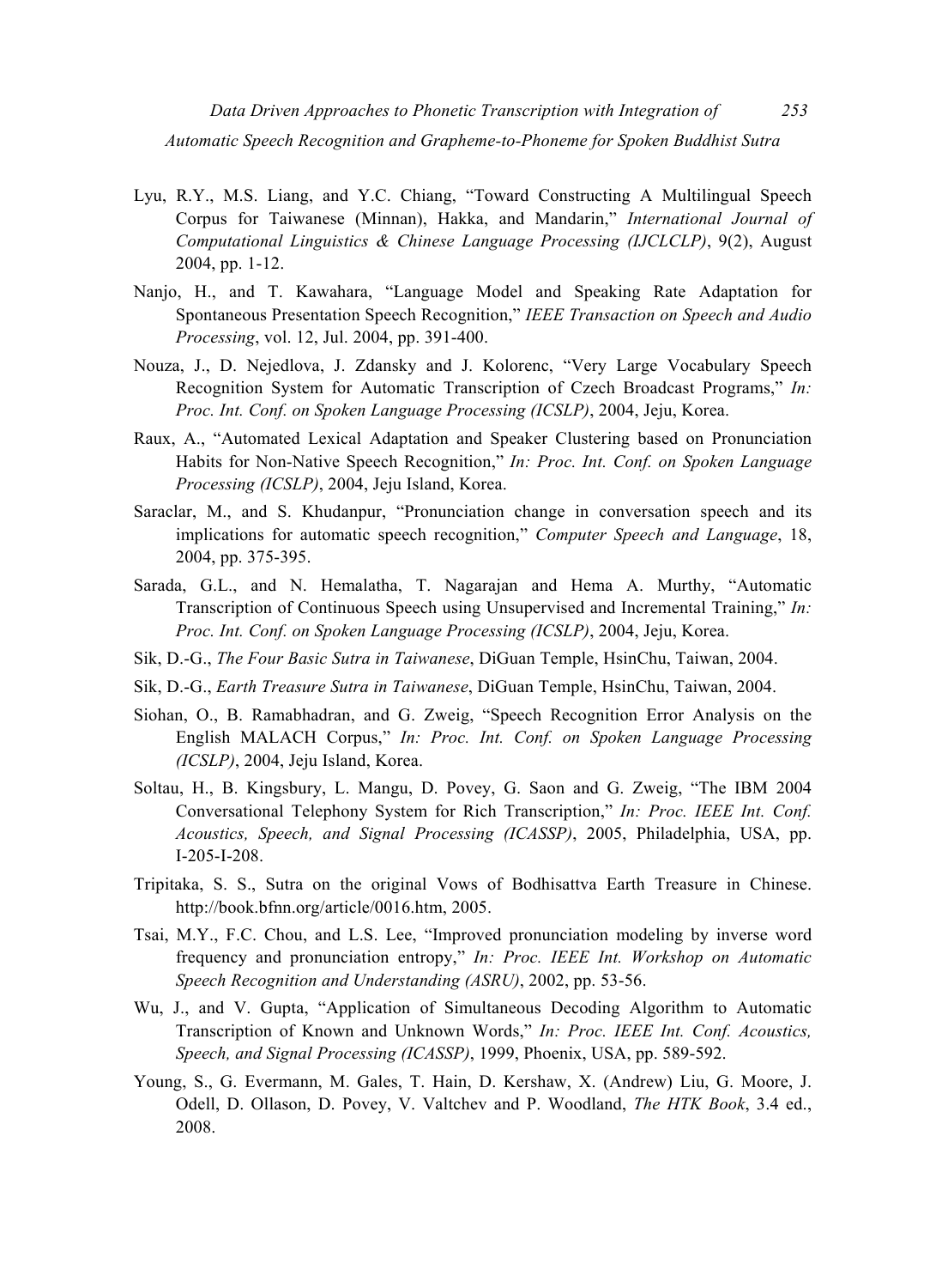Lyu, R.Y., M.S. Liang, and Y.C. Chiang, "Toward Constructing A Multilingual Speech Corpus for Taiwanese (Minnan), Hakka, and Mandarin," *International Journal of Computational Linguistics & Chinese Language Processing (IJCLCLP)*, 9(2), August 2004, pp. 1-12.

Nanjo, H., and T. Kawahara, "Language Model and Speaking Rate Adaptation for Spontaneous Presentation Speech Recognition," *IEEE Transaction on Speech and Audio Processing*, vol. 12, Jul. 2004, pp. 391-400.

Nouza, J., D. Nejedlova, J. Zdansky and J. Kolorenc, "Very Large Vocabulary Speech Recognition System for Automatic Transcription of Czech Broadcast Programs," *In: Proc. Int. Conf. on Spoken Language Processing (ICSLP)*, 2004, Jeju, Korea.

Raux, A., "Automated Lexical Adaptation and Speaker Clustering based on Pronunciation Habits for Non-Native Speech Recognition," *In: Proc. Int. Conf. on Spoken Language Processing (ICSLP)*, 2004, Jeju Island, Korea.

Saraclar, M., and S. Khudanpur, "Pronunciation change in conversation speech and its implications for automatic speech recognition," *Computer Speech and Language*, 18, 2004, pp. 375-395.

Sarada, G.L., and N. Hemalatha, T. Nagarajan and Hema A. Murthy, "Automatic Transcription of Continuous Speech using Unsupervised and Incremental Training," *In: Proc. Int. Conf. on Spoken Language Processing (ICSLP)*, 2004, Jeju, Korea.

Sik, D.-G., *The Four Basic Sutra in Taiwanese*, DiGuan Temple, HsinChu, Taiwan, 2004.

Sik, D.-G., *Earth Treasure Sutra in Taiwanese*, DiGuan Temple, HsinChu, Taiwan, 2004.

Siohan, O., B. Ramabhadran, and G. Zweig, "Speech Recognition Error Analysis on the English MALACH Corpus," *In: Proc. Int. Conf. on Spoken Language Processing (ICSLP)*, 2004, Jeju Island, Korea.

Soltau, H., B. Kingsbury, L. Mangu, D. Povey, G. Saon and G. Zweig, "The IBM 2004 Conversational Telephony System for Rich Transcription," *In: Proc. IEEE Int. Conf. Acoustics, Speech, and Signal Processing (ICASSP)*, 2005, Philadelphia, USA, pp. I-205-I-208.

Tripitaka, S. S., Sutra on the original Vows of Bodhisattva Earth Treasure in Chinese. http://book.bfnn.org/article/0016.htm, 2005.

Tsai, M.Y., F.C. Chou, and L.S. Lee, "Improved pronunciation modeling by inverse word frequency and pronunciation entropy," *In: Proc. IEEE Int. Workshop on Automatic Speech Recognition and Understanding (ASRU)*, 2002, pp. 53-56.

Wu, J., and V. Gupta, "Application of Simultaneous Decoding Algorithm to Automatic Transcription of Known and Unknown Words," *In: Proc. IEEE Int. Conf. Acoustics, Speech, and Signal Processing (ICASSP)*, 1999, Phoenix, USA, pp. 589-592.

Young, S., G. Evermann, M. Gales, T. Hain, D. Kershaw, X. (Andrew) Liu, G. Moore, J. Odell, D. Ollason, D. Povey, V. Valtchev and P. Woodland, *The HTK Book*, 3.4 ed., 2008.